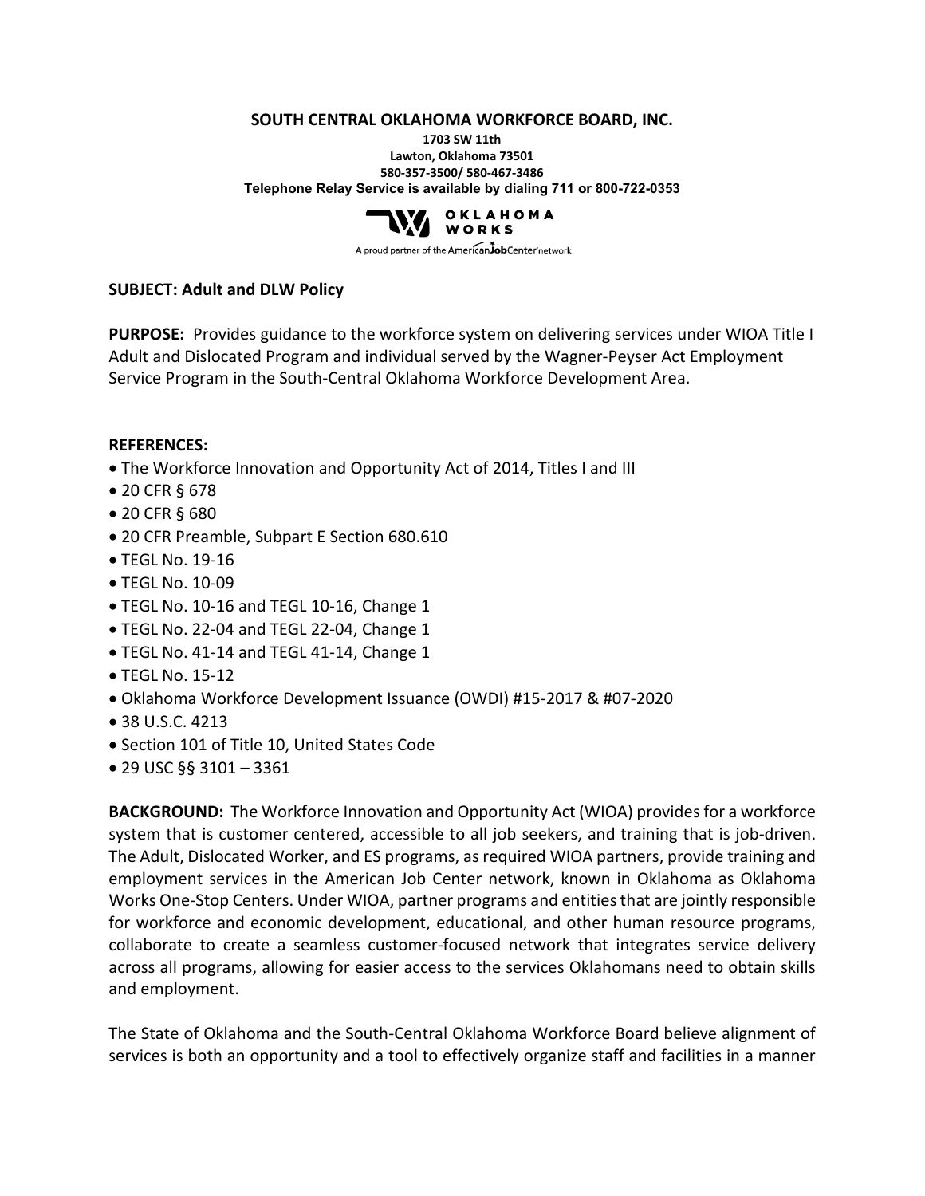**SOUTH CENTRAL OKLAHOMA WORKFORCE BOARD, INC.**

**1703 SW 11th**
**Lawton, Oklahoma 73501**
**580-357-3500/ 580-467-3486**
**Telephone Relay Service is available by dialing 711 or 800-722-0353**

OKLAHOMA WORKS
A proud partner of the AmericanJobCenter network

**SUBJECT: Adult and DLW Policy**

**PURPOSE:** Provides guidance to the workforce system on delivering services under WIOA Title I Adult and Dislocated Program and individual served by the Wagner-Peyser Act Employment Service Program in the South-Central Oklahoma Workforce Development Area.

**REFERENCES:**

- The Workforce Innovation and Opportunity Act of 2014, Titles I and III
- 20 CFR § 678
- 20 CFR § 680
- 20 CFR Preamble, Subpart E Section 680.610
- TEGL No. 19-16
- TEGL No. 10-09
- TEGL No. 10-16 and TEGL 10-16, Change 1
- TEGL No. 22-04 and TEGL 22-04, Change 1
- TEGL No. 41-14 and TEGL 41-14, Change 1
- TEGL No. 15-12
- Oklahoma Workforce Development Issuance (OWDI) #15-2017 & #07-2020
- 38 U.S.C. 4213
- Section 101 of Title 10, United States Code
- 29 USC §§ 3101 – 3361

**BACKGROUND:** The Workforce Innovation and Opportunity Act (WIOA) provides for a workforce system that is customer centered, accessible to all job seekers, and training that is job-driven. The Adult, Dislocated Worker, and ES programs, as required WIOA partners, provide training and employment services in the American Job Center network, known in Oklahoma as Oklahoma Works One-Stop Centers. Under WIOA, partner programs and entities that are jointly responsible for workforce and economic development, educational, and other human resource programs, collaborate to create a seamless customer-focused network that integrates service delivery across all programs, allowing for easier access to the services Oklahomans need to obtain skills and employment.

The State of Oklahoma and the South-Central Oklahoma Workforce Board believe alignment of services is both an opportunity and a tool to effectively organize staff and facilities in a manner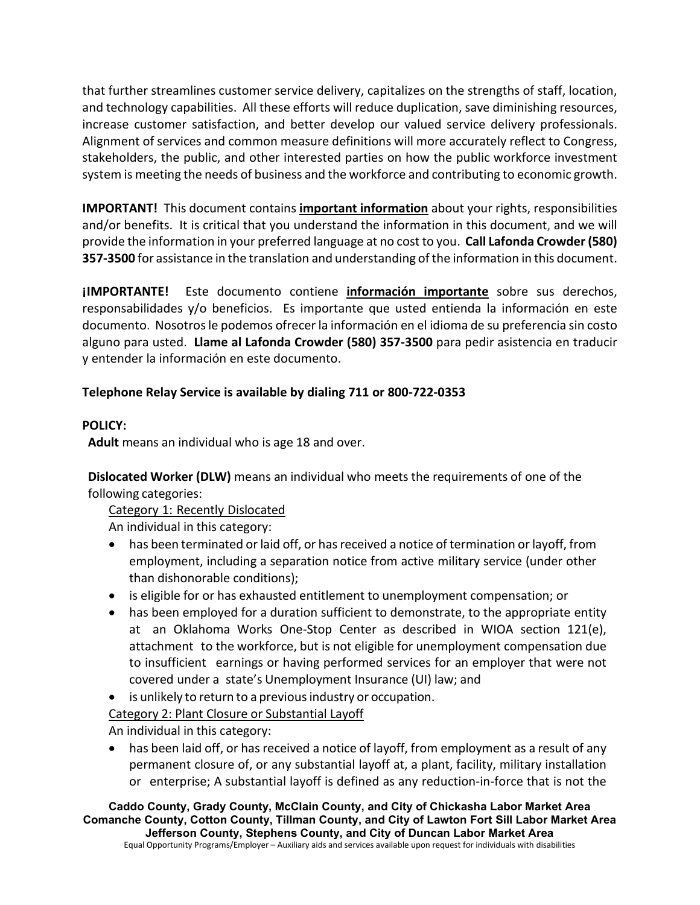that further streamlines customer service delivery, capitalizes on the strengths of staff, location, and technology capabilities. All these efforts will reduce duplication, save diminishing resources, increase customer satisfaction, and better develop our valued service delivery professionals. Alignment of services and common measure definitions will more accurately reflect to Congress, stakeholders, the public, and other interested parties on how the public workforce investment system is meeting the needs of business and the workforce and contributing to economic growth.

**IMPORTANT!** This document contains **<u>important information</u>** about your rights, responsibilities and/or benefits. It is critical that you understand the information in this document, and we will provide the information in your preferred language at no cost to you. **Call Lafonda Crowder (580) 357-3500** for assistance in the translation and understanding of the information in this document.

**¡IMPORTANTE!** Este documento contiene **<u>información importante</u>** sobre sus derechos, responsabilidades y/o beneficios. Es importante que usted entienda la información en este documento. Nosotros le podemos ofrecer la información en el idioma de su preferencia sin costo alguno para usted. **Llame al Lafonda Crowder (580) 357-3500** para pedir asistencia en traducir y entender la información en este documento.

**Telephone Relay Service is available by dialing 711 or 800-722-0353**

**POLICY:**

**Adult** means an individual who is age 18 and over.

**Dislocated Worker (DLW)** means an individual who meets the requirements of one of the following categories:

<u>Category 1: Recently Dislocated</u>

An individual in this category:

- has been terminated or laid off, or has received a notice of termination or layoff, from employment, including a separation notice from active military service (under other than dishonorable conditions);
- is eligible for or has exhausted entitlement to unemployment compensation; or
- has been employed for a duration sufficient to demonstrate, to the appropriate entity at an Oklahoma Works One-Stop Center as described in WIOA section 121(e), attachment to the workforce, but is not eligible for unemployment compensation due to insufficient earnings or having performed services for an employer that were not covered under a state's Unemployment Insurance (UI) law; and
- is unlikely to return to a previous industry or occupation.

<u>Category 2: Plant Closure or Substantial Layoff</u>

An individual in this category:

- has been laid off, or has received a notice of layoff, from employment as a result of any permanent closure of, or any substantial layoff at, a plant, facility, military installation or enterprise; A substantial layoff is defined as any reduction-in-force that is not the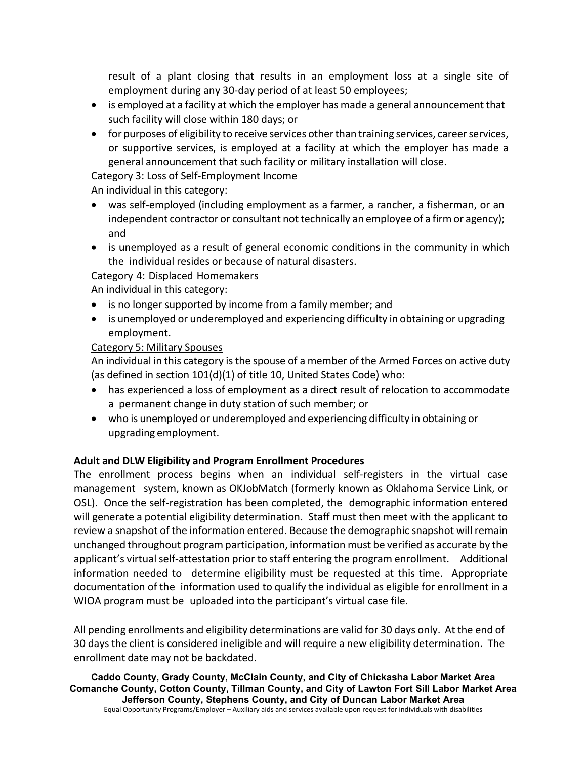result of a plant closing that results in an employment loss at a single site of employment during any 30-day period of at least 50 employees;

- is employed at a facility at which the employer has made a general announcement that such facility will close within 180 days; or
- for purposes of eligibility to receive services other than training services, career services, or supportive services, is employed at a facility at which the employer has made a general announcement that such facility or military installation will close.

Category 3: Loss of Self-Employment Income

An individual in this category:

- was self-employed (including employment as a farmer, a rancher, a fisherman, or an independent contractor or consultant not technically an employee of a firm or agency); and
- is unemployed as a result of general economic conditions in the community in which the individual resides or because of natural disasters.

Category 4: Displaced Homemakers

An individual in this category:

- is no longer supported by income from a family member; and
- is unemployed or underemployed and experiencing difficulty in obtaining or upgrading employment.

Category 5: Military Spouses

An individual in this category is the spouse of a member of the Armed Forces on active duty (as defined in section 101(d)(1) of title 10, United States Code) who:

- has experienced a loss of employment as a direct result of relocation to accommodate a permanent change in duty station of such member; or
- who is unemployed or underemployed and experiencing difficulty in obtaining or upgrading employment.

**Adult and DLW Eligibility and Program Enrollment Procedures**

The enrollment process begins when an individual self-registers in the virtual case management system, known as OKJobMatch (formerly known as Oklahoma Service Link, or OSL). Once the self-registration has been completed, the demographic information entered will generate a potential eligibility determination. Staff must then meet with the applicant to review a snapshot of the information entered. Because the demographic snapshot will remain unchanged throughout program participation, information must be verified as accurate by the applicant's virtual self-attestation prior to staff entering the program enrollment. Additional information needed to determine eligibility must be requested at this time. Appropriate documentation of the information used to qualify the individual as eligible for enrollment in a WIOA program must be uploaded into the participant's virtual case file.

All pending enrollments and eligibility determinations are valid for 30 days only. At the end of 30 days the client is considered ineligible and will require a new eligibility determination. The enrollment date may not be backdated.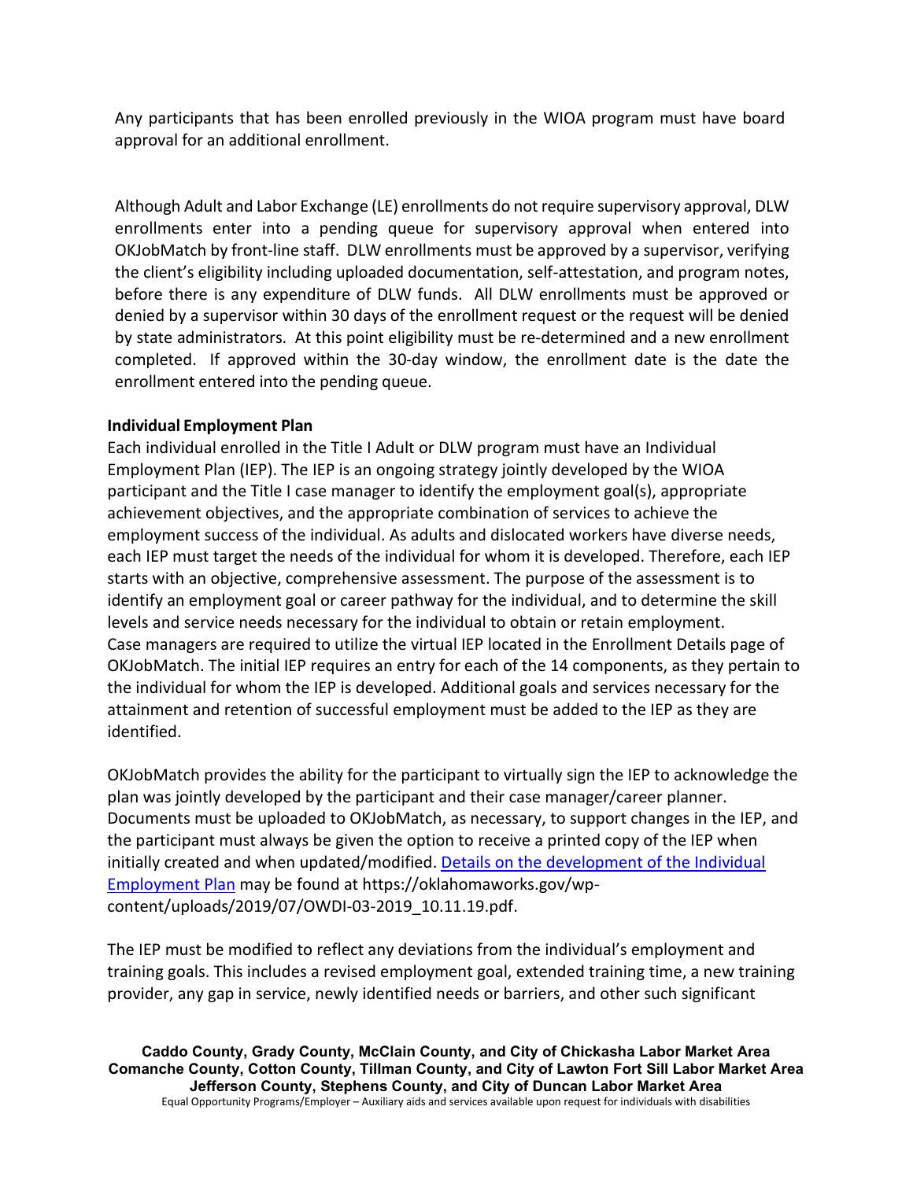Any participants that has been enrolled previously in the WIOA program must have board approval for an additional enrollment.

Although Adult and Labor Exchange (LE) enrollments do not require supervisory approval, DLW enrollments enter into a pending queue for supervisory approval when entered into OKJobMatch by front-line staff. DLW enrollments must be approved by a supervisor, verifying the client's eligibility including uploaded documentation, self-attestation, and program notes, before there is any expenditure of DLW funds. All DLW enrollments must be approved or denied by a supervisor within 30 days of the enrollment request or the request will be denied by state administrators. At this point eligibility must be re-determined and a new enrollment completed. If approved within the 30-day window, the enrollment date is the date the enrollment entered into the pending queue.

**Individual Employment Plan**

Each individual enrolled in the Title I Adult or DLW program must have an Individual Employment Plan (IEP). The IEP is an ongoing strategy jointly developed by the WIOA participant and the Title I case manager to identify the employment goal(s), appropriate achievement objectives, and the appropriate combination of services to achieve the employment success of the individual. As adults and dislocated workers have diverse needs, each IEP must target the needs of the individual for whom it is developed. Therefore, each IEP starts with an objective, comprehensive assessment. The purpose of the assessment is to identify an employment goal or career pathway for the individual, and to determine the skill levels and service needs necessary for the individual to obtain or retain employment. Case managers are required to utilize the virtual IEP located in the Enrollment Details page of OKJobMatch. The initial IEP requires an entry for each of the 14 components, as they pertain to the individual for whom the IEP is developed. Additional goals and services necessary for the attainment and retention of successful employment must be added to the IEP as they are identified.

OKJobMatch provides the ability for the participant to virtually sign the IEP to acknowledge the plan was jointly developed by the participant and their case manager/career planner. Documents must be uploaded to OKJobMatch, as necessary, to support changes in the IEP, and the participant must always be given the option to receive a printed copy of the IEP when initially created and when updated/modified. [Details on the development of the Individual Employment Plan](https://oklahomaworks.gov/wp-content/uploads/2019/07/OWDI-03-2019_10.11.19.pdf) may be found at https://oklahomaworks.gov/wp-content/uploads/2019/07/OWDI-03-2019_10.11.19.pdf.

The IEP must be modified to reflect any deviations from the individual's employment and training goals. This includes a revised employment goal, extended training time, a new training provider, any gap in service, newly identified needs or barriers, and other such significant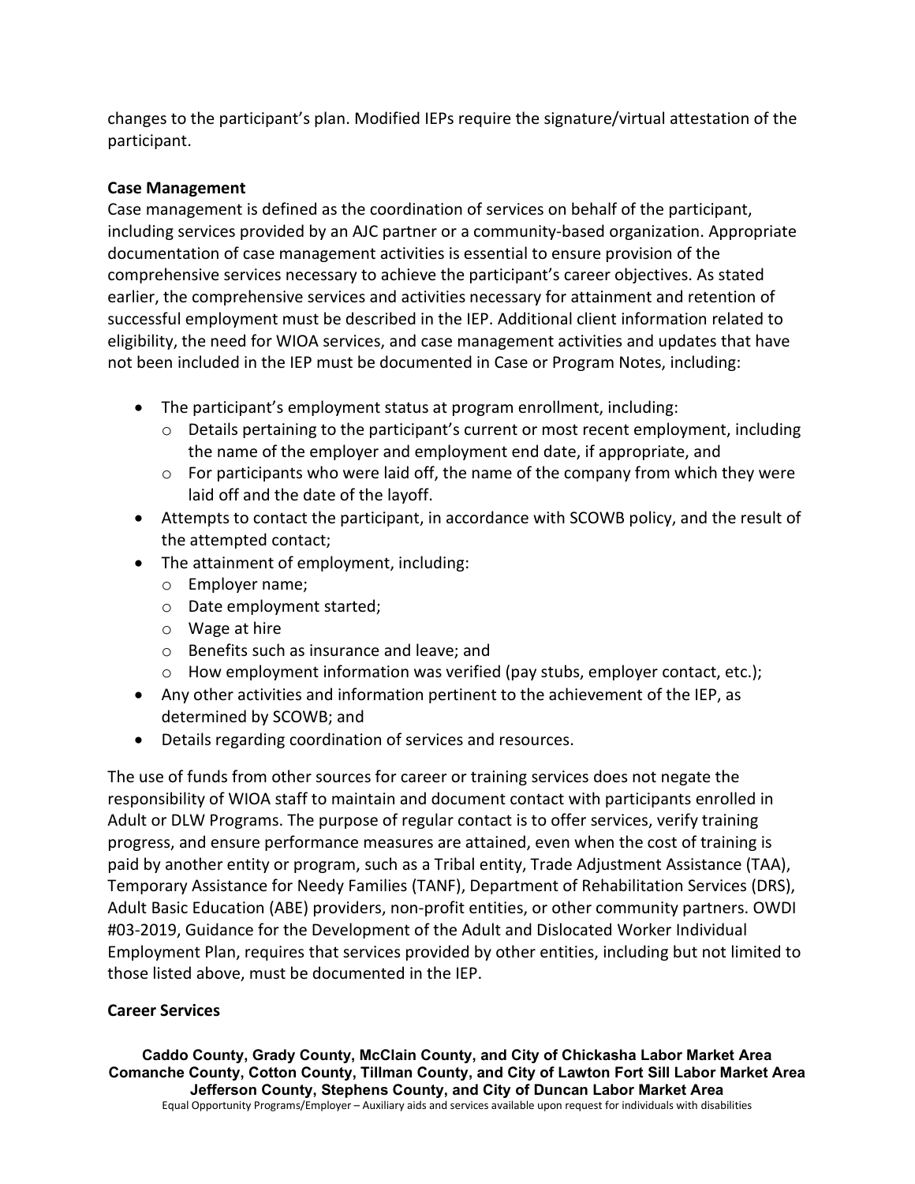changes to the participant's plan. Modified IEPs require the signature/virtual attestation of the participant.

**Case Management**

Case management is defined as the coordination of services on behalf of the participant, including services provided by an AJC partner or a community-based organization. Appropriate documentation of case management activities is essential to ensure provision of the comprehensive services necessary to achieve the participant's career objectives. As stated earlier, the comprehensive services and activities necessary for attainment and retention of successful employment must be described in the IEP. Additional client information related to eligibility, the need for WIOA services, and case management activities and updates that have not been included in the IEP must be documented in Case or Program Notes, including:

- The participant's employment status at program enrollment, including:
  - Details pertaining to the participant's current or most recent employment, including the name of the employer and employment end date, if appropriate, and
  - For participants who were laid off, the name of the company from which they were laid off and the date of the layoff.
- Attempts to contact the participant, in accordance with SCOWB policy, and the result of the attempted contact;
- The attainment of employment, including:
  - Employer name;
  - Date employment started;
  - Wage at hire
  - Benefits such as insurance and leave; and
  - How employment information was verified (pay stubs, employer contact, etc.);
- Any other activities and information pertinent to the achievement of the IEP, as determined by SCOWB; and
- Details regarding coordination of services and resources.

The use of funds from other sources for career or training services does not negate the responsibility of WIOA staff to maintain and document contact with participants enrolled in Adult or DLW Programs. The purpose of regular contact is to offer services, verify training progress, and ensure performance measures are attained, even when the cost of training is paid by another entity or program, such as a Tribal entity, Trade Adjustment Assistance (TAA), Temporary Assistance for Needy Families (TANF), Department of Rehabilitation Services (DRS), Adult Basic Education (ABE) providers, non-profit entities, or other community partners. OWDI #03-2019, Guidance for the Development of the Adult and Dislocated Worker Individual Employment Plan, requires that services provided by other entities, including but not limited to those listed above, must be documented in the IEP.

**Career Services**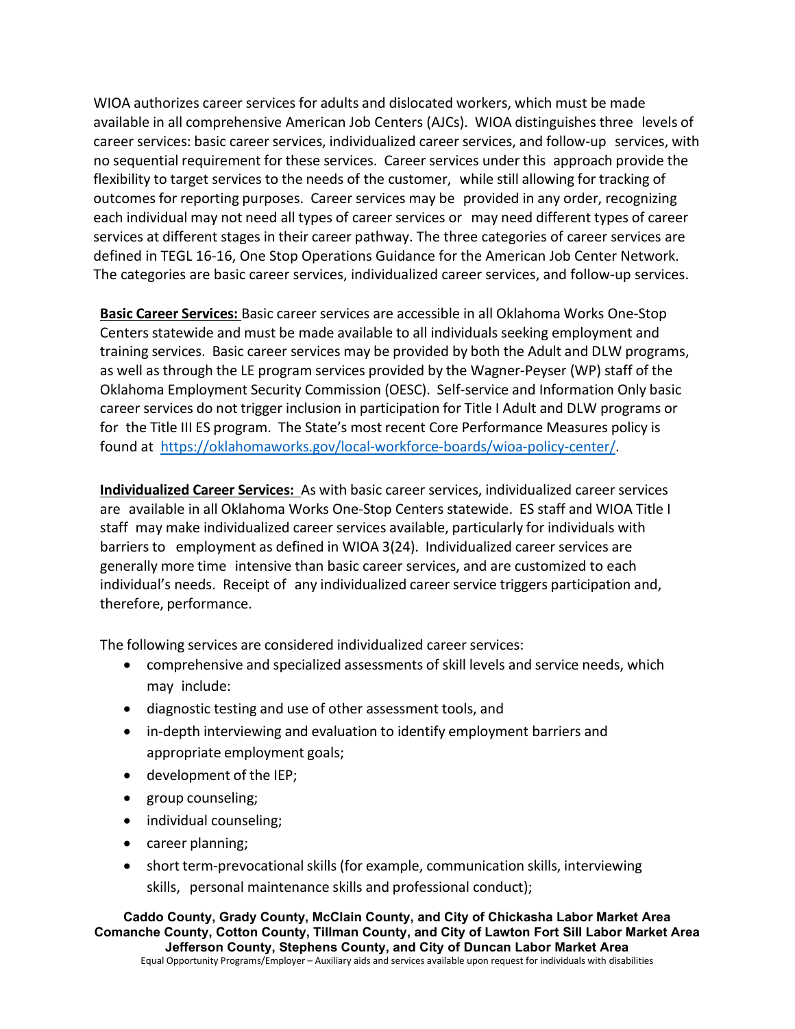WIOA authorizes career services for adults and dislocated workers, which must be made available in all comprehensive American Job Centers (AJCs). WIOA distinguishes three levels of career services: basic career services, individualized career services, and follow-up services, with no sequential requirement for these services. Career services under this approach provide the flexibility to target services to the needs of the customer, while still allowing for tracking of outcomes for reporting purposes. Career services may be provided in any order, recognizing each individual may not need all types of career services or may need different types of career services at different stages in their career pathway. The three categories of career services are defined in TEGL 16-16, One Stop Operations Guidance for the American Job Center Network. The categories are basic career services, individualized career services, and follow-up services.

**Basic Career Services:** Basic career services are accessible in all Oklahoma Works One-Stop Centers statewide and must be made available to all individuals seeking employment and training services. Basic career services may be provided by both the Adult and DLW programs, as well as through the LE program services provided by the Wagner-Peyser (WP) staff of the Oklahoma Employment Security Commission (OESC). Self-service and Information Only basic career services do not trigger inclusion in participation for Title I Adult and DLW programs or for the Title III ES program. The State's most recent Core Performance Measures policy is found at https://oklahomaworks.gov/local-workforce-boards/wioa-policy-center/.

**Individualized Career Services:** As with basic career services, individualized career services are available in all Oklahoma Works One-Stop Centers statewide. ES staff and WIOA Title I staff may make individualized career services available, particularly for individuals with barriers to employment as defined in WIOA 3(24). Individualized career services are generally more time intensive than basic career services, and are customized to each individual's needs. Receipt of any individualized career service triggers participation and, therefore, performance.

The following services are considered individualized career services:

- comprehensive and specialized assessments of skill levels and service needs, which may include:
- diagnostic testing and use of other assessment tools, and
- in-depth interviewing and evaluation to identify employment barriers and appropriate employment goals;
- development of the IEP;
- group counseling;
- individual counseling;
- career planning;
- short term-prevocational skills (for example, communication skills, interviewing skills, personal maintenance skills and professional conduct);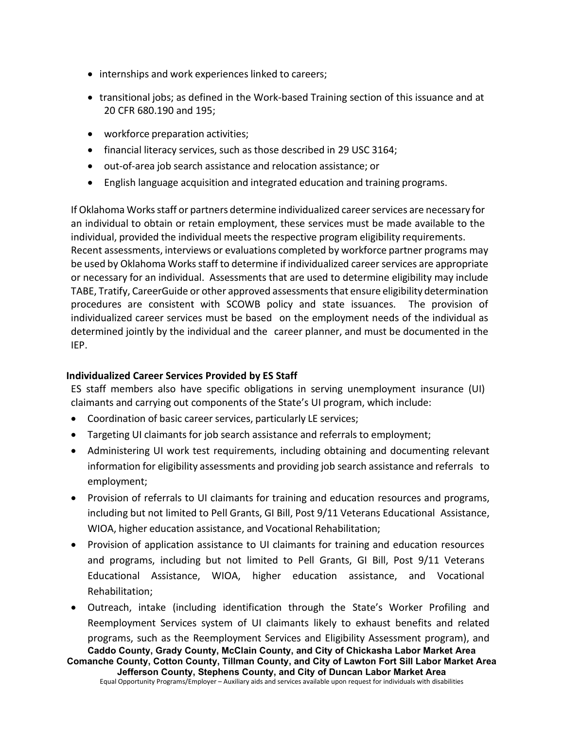- internships and work experiences linked to careers;
- transitional jobs; as defined in the Work-based Training section of this issuance and at 20 CFR 680.190 and 195;
- workforce preparation activities;
- financial literacy services, such as those described in 29 USC 3164;
- out-of-area job search assistance and relocation assistance; or
- English language acquisition and integrated education and training programs.

If Oklahoma Works staff or partners determine individualized career services are necessary for an individual to obtain or retain employment, these services must be made available to the individual, provided the individual meets the respective program eligibility requirements. Recent assessments, interviews or evaluations completed by workforce partner programs may be used by Oklahoma Works staff to determine if individualized career services are appropriate or necessary for an individual. Assessments that are used to determine eligibility may include TABE, Tratify, CareerGuide or other approved assessments that ensure eligibility determination procedures are consistent with SCOWB policy and state issuances. The provision of individualized career services must be based on the employment needs of the individual as determined jointly by the individual and the career planner, and must be documented in the IEP.

**Individualized Career Services Provided by ES Staff**

ES staff members also have specific obligations in serving unemployment insurance (UI) claimants and carrying out components of the State's UI program, which include:

- Coordination of basic career services, particularly LE services;
- Targeting UI claimants for job search assistance and referrals to employment;
- Administering UI work test requirements, including obtaining and documenting relevant information for eligibility assessments and providing job search assistance and referrals to employment;
- Provision of referrals to UI claimants for training and education resources and programs, including but not limited to Pell Grants, GI Bill, Post 9/11 Veterans Educational Assistance, WIOA, higher education assistance, and Vocational Rehabilitation;
- Provision of application assistance to UI claimants for training and education resources and programs, including but not limited to Pell Grants, GI Bill, Post 9/11 Veterans Educational Assistance, WIOA, higher education assistance, and Vocational Rehabilitation;
- Outreach, intake (including identification through the State's Worker Profiling and Reemployment Services system of UI claimants likely to exhaust benefits and related programs, such as the Reemployment Services and Eligibility Assessment program), and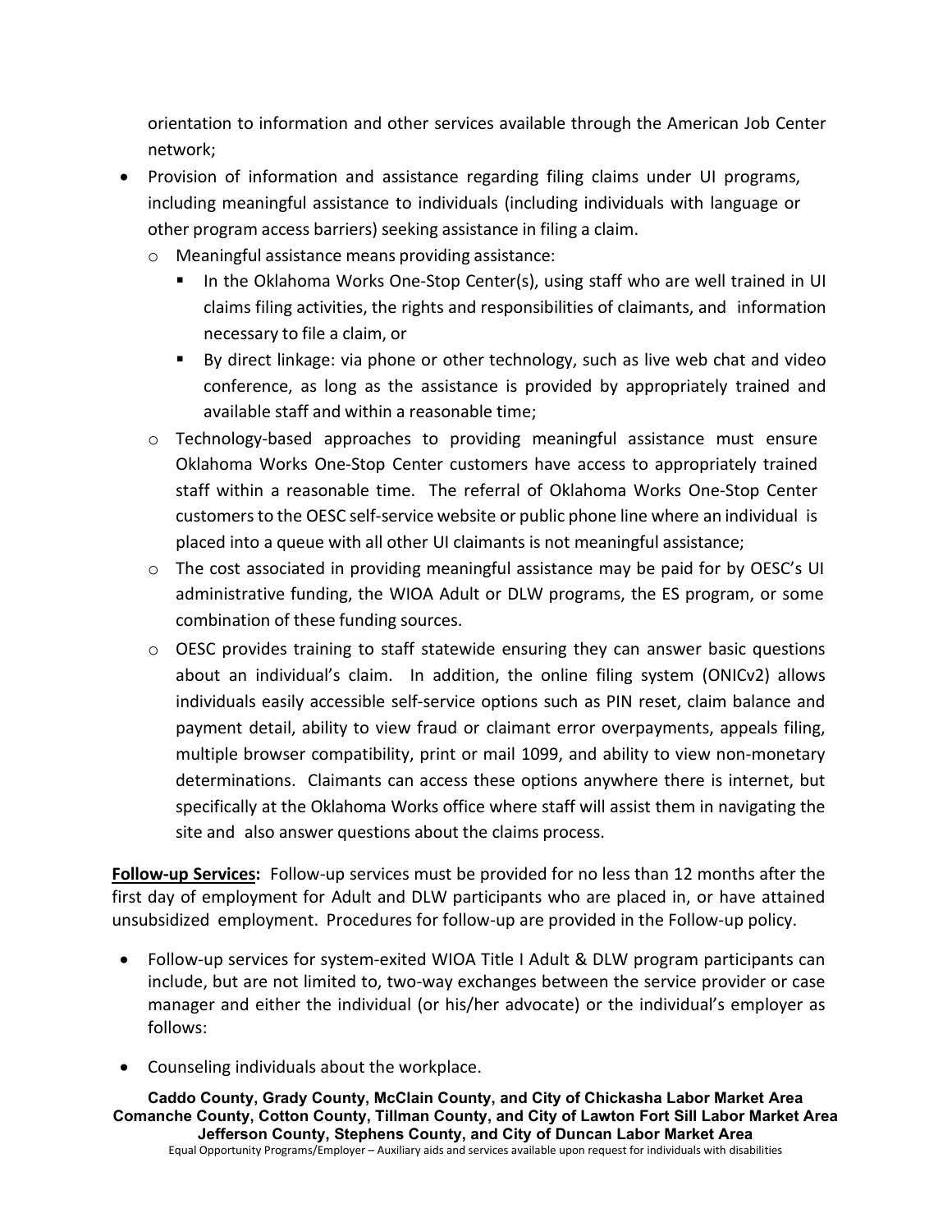orientation to information and other services available through the American Job Center network;

- Provision of information and assistance regarding filing claims under UI programs, including meaningful assistance to individuals (including individuals with language or other program access barriers) seeking assistance in filing a claim.
  - Meaningful assistance means providing assistance:
    - In the Oklahoma Works One-Stop Center(s), using staff who are well trained in UI claims filing activities, the rights and responsibilities of claimants, and information necessary to file a claim, or
    - By direct linkage: via phone or other technology, such as live web chat and video conference, as long as the assistance is provided by appropriately trained and available staff and within a reasonable time;
  - Technology-based approaches to providing meaningful assistance must ensure Oklahoma Works One-Stop Center customers have access to appropriately trained staff within a reasonable time. The referral of Oklahoma Works One-Stop Center customers to the OESC self-service website or public phone line where an individual is placed into a queue with all other UI claimants is not meaningful assistance;
  - The cost associated in providing meaningful assistance may be paid for by OESC's UI administrative funding, the WIOA Adult or DLW programs, the ES program, or some combination of these funding sources.
  - OESC provides training to staff statewide ensuring they can answer basic questions about an individual's claim. In addition, the online filing system (ONICv2) allows individuals easily accessible self-service options such as PIN reset, claim balance and payment detail, ability to view fraud or claimant error overpayments, appeals filing, multiple browser compatibility, print or mail 1099, and ability to view non-monetary determinations. Claimants can access these options anywhere there is internet, but specifically at the Oklahoma Works office where staff will assist them in navigating the site and also answer questions about the claims process.

**<u>Follow-up Services</u>:** Follow-up services must be provided for no less than 12 months after the first day of employment for Adult and DLW participants who are placed in, or have attained unsubsidized employment. Procedures for follow-up are provided in the Follow-up policy.

- Follow-up services for system-exited WIOA Title I Adult & DLW program participants can include, but are not limited to, two-way exchanges between the service provider or case manager and either the individual (or his/her advocate) or the individual's employer as follows:

- Counseling individuals about the workplace.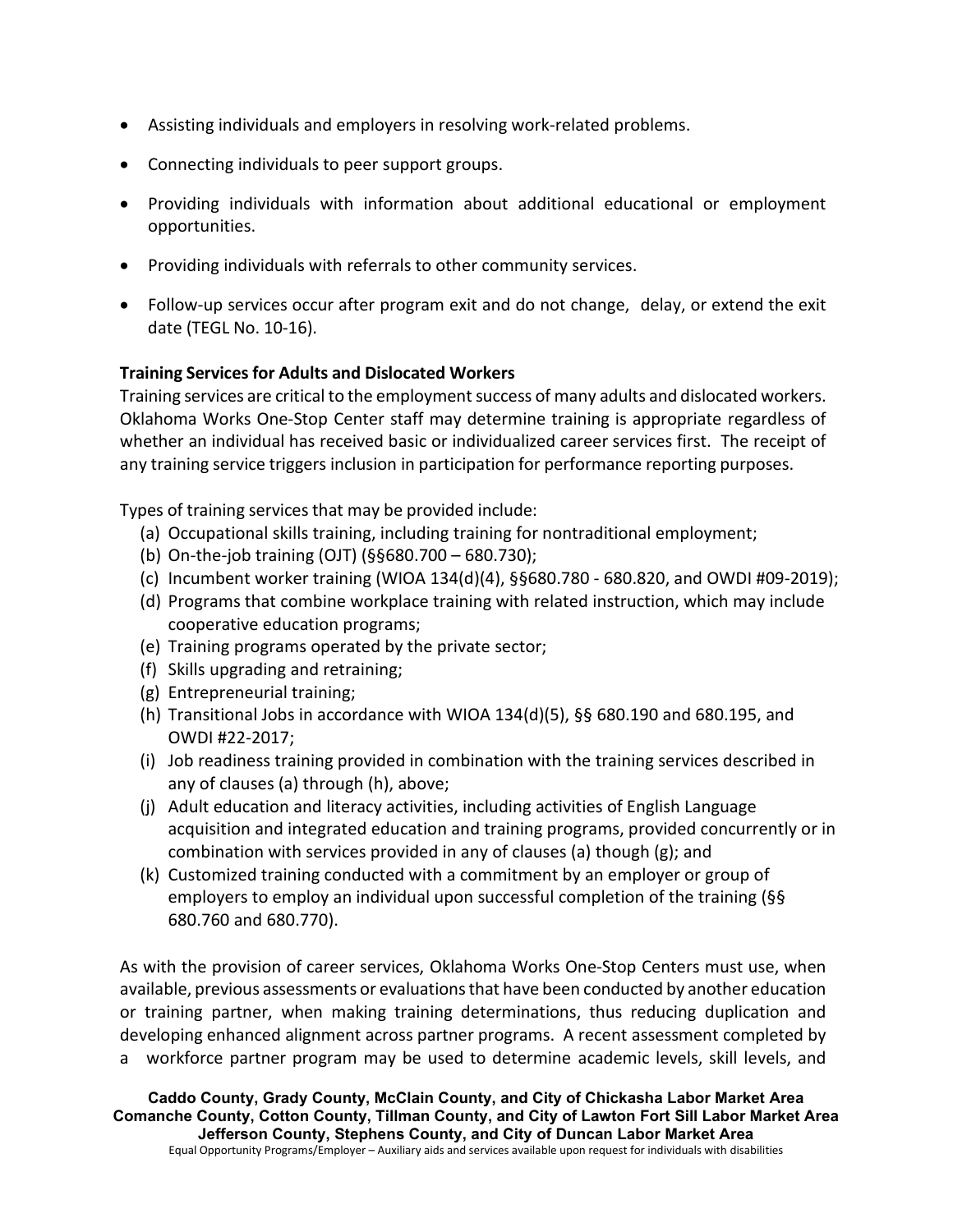- Assisting individuals and employers in resolving work-related problems.
- Connecting individuals to peer support groups.
- Providing individuals with information about additional educational or employment opportunities.
- Providing individuals with referrals to other community services.
- Follow-up services occur after program exit and do not change, delay, or extend the exit date (TEGL No. 10-16).

**Training Services for Adults and Dislocated Workers**

Training services are critical to the employment success of many adults and dislocated workers. Oklahoma Works One-Stop Center staff may determine training is appropriate regardless of whether an individual has received basic or individualized career services first. The receipt of any training service triggers inclusion in participation for performance reporting purposes.

Types of training services that may be provided include:

(a) Occupational skills training, including training for nontraditional employment;
(b) On-the-job training (OJT) (§§680.700 – 680.730);
(c) Incumbent worker training (WIOA 134(d)(4), §§680.780 - 680.820, and OWDI #09-2019);
(d) Programs that combine workplace training with related instruction, which may include cooperative education programs;
(e) Training programs operated by the private sector;
(f) Skills upgrading and retraining;
(g) Entrepreneurial training;
(h) Transitional Jobs in accordance with WIOA 134(d)(5), §§ 680.190 and 680.195, and OWDI #22-2017;
(i) Job readiness training provided in combination with the training services described in any of clauses (a) through (h), above;
(j) Adult education and literacy activities, including activities of English Language acquisition and integrated education and training programs, provided concurrently or in combination with services provided in any of clauses (a) though (g); and
(k) Customized training conducted with a commitment by an employer or group of employers to employ an individual upon successful completion of the training (§§ 680.760 and 680.770).

As with the provision of career services, Oklahoma Works One-Stop Centers must use, when available, previous assessments or evaluations that have been conducted by another education or training partner, when making training determinations, thus reducing duplication and developing enhanced alignment across partner programs. A recent assessment completed by a workforce partner program may be used to determine academic levels, skill levels, and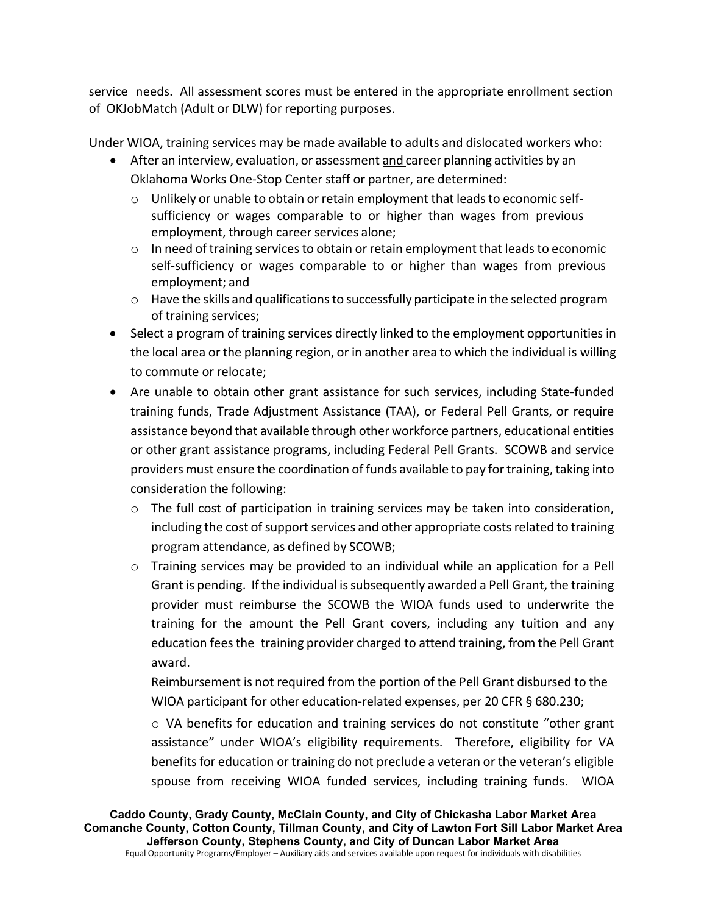service needs. All assessment scores must be entered in the appropriate enrollment section of OKJobMatch (Adult or DLW) for reporting purposes.

Under WIOA, training services may be made available to adults and dislocated workers who:

- After an interview, evaluation, or assessment <u>and</u> career planning activities by an Oklahoma Works One-Stop Center staff or partner, are determined:
  - Unlikely or unable to obtain or retain employment that leads to economic self-sufficiency or wages comparable to or higher than wages from previous employment, through career services alone;
  - In need of training services to obtain or retain employment that leads to economic self-sufficiency or wages comparable to or higher than wages from previous employment; and
  - Have the skills and qualifications to successfully participate in the selected program of training services;
- Select a program of training services directly linked to the employment opportunities in the local area or the planning region, or in another area to which the individual is willing to commute or relocate;
- Are unable to obtain other grant assistance for such services, including State-funded training funds, Trade Adjustment Assistance (TAA), or Federal Pell Grants, or require assistance beyond that available through other workforce partners, educational entities or other grant assistance programs, including Federal Pell Grants. SCOWB and service providers must ensure the coordination of funds available to pay for training, taking into consideration the following:
  - The full cost of participation in training services may be taken into consideration, including the cost of support services and other appropriate costs related to training program attendance, as defined by SCOWB;
  - Training services may be provided to an individual while an application for a Pell Grant is pending. If the individual is subsequently awarded a Pell Grant, the training provider must reimburse the SCOWB the WIOA funds used to underwrite the training for the amount the Pell Grant covers, including any tuition and any education fees the training provider charged to attend training, from the Pell Grant award.

    Reimbursement is not required from the portion of the Pell Grant disbursed to the WIOA participant for other education-related expenses, per 20 CFR § 680.230;
  - VA benefits for education and training services do not constitute "other grant assistance" under WIOA's eligibility requirements. Therefore, eligibility for VA benefits for education or training do not preclude a veteran or the veteran's eligible spouse from receiving WIOA funded services, including training funds. WIOA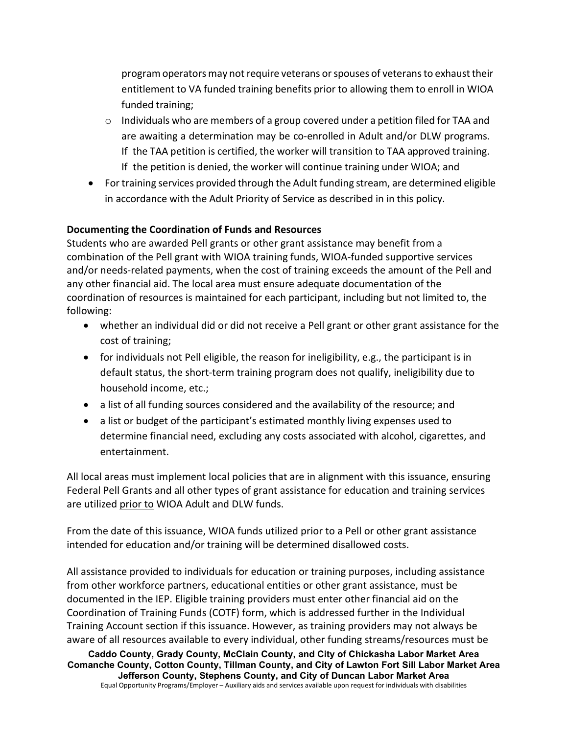program operators may not require veterans or spouses of veterans to exhaust their entitlement to VA funded training benefits prior to allowing them to enroll in WIOA funded training;

  - Individuals who are members of a group covered under a petition filed for TAA and are awaiting a determination may be co-enrolled in Adult and/or DLW programs. If the TAA petition is certified, the worker will transition to TAA approved training. If the petition is denied, the worker will continue training under WIOA; and
- For training services provided through the Adult funding stream, are determined eligible in accordance with the Adult Priority of Service as described in in this policy.

**Documenting the Coordination of Funds and Resources**

Students who are awarded Pell grants or other grant assistance may benefit from a combination of the Pell grant with WIOA training funds, WIOA-funded supportive services and/or needs-related payments, when the cost of training exceeds the amount of the Pell and any other financial aid. The local area must ensure adequate documentation of the coordination of resources is maintained for each participant, including but not limited to, the following:

- whether an individual did or did not receive a Pell grant or other grant assistance for the cost of training;
- for individuals not Pell eligible, the reason for ineligibility, e.g., the participant is in default status, the short-term training program does not qualify, ineligibility due to household income, etc.;
- a list of all funding sources considered and the availability of the resource; and
- a list or budget of the participant's estimated monthly living expenses used to determine financial need, excluding any costs associated with alcohol, cigarettes, and entertainment.

All local areas must implement local policies that are in alignment with this issuance, ensuring Federal Pell Grants and all other types of grant assistance for education and training services are utilized <u>prior to</u> WIOA Adult and DLW funds.

From the date of this issuance, WIOA funds utilized prior to a Pell or other grant assistance intended for education and/or training will be determined disallowed costs.

All assistance provided to individuals for education or training purposes, including assistance from other workforce partners, educational entities or other grant assistance, must be documented in the IEP. Eligible training providers must enter other financial aid on the Coordination of Training Funds (COTF) form, which is addressed further in the Individual Training Account section if this issuance. However, as training providers may not always be aware of all resources available to every individual, other funding streams/resources must be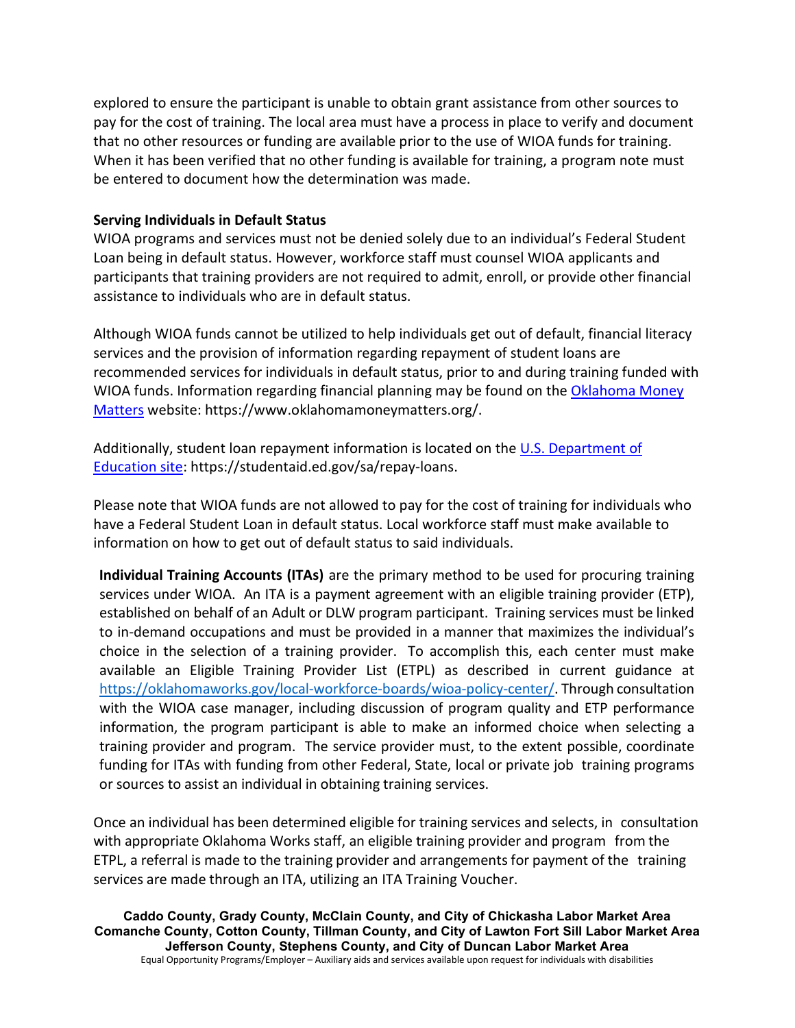explored to ensure the participant is unable to obtain grant assistance from other sources to pay for the cost of training. The local area must have a process in place to verify and document that no other resources or funding are available prior to the use of WIOA funds for training. When it has been verified that no other funding is available for training, a program note must be entered to document how the determination was made.

**Serving Individuals in Default Status**

WIOA programs and services must not be denied solely due to an individual's Federal Student Loan being in default status. However, workforce staff must counsel WIOA applicants and participants that training providers are not required to admit, enroll, or provide other financial assistance to individuals who are in default status.

Although WIOA funds cannot be utilized to help individuals get out of default, financial literacy services and the provision of information regarding repayment of student loans are recommended services for individuals in default status, prior to and during training funded with WIOA funds. Information regarding financial planning may be found on the [Oklahoma Money Matters](https://www.oklahomamoneymatters.org/) website: https://www.oklahomamoneymatters.org/.

Additionally, student loan repayment information is located on the [U.S. Department of Education site](https://studentaid.ed.gov/sa/repay-loans): https://studentaid.ed.gov/sa/repay-loans.

Please note that WIOA funds are not allowed to pay for the cost of training for individuals who have a Federal Student Loan in default status. Local workforce staff must make available to information on how to get out of default status to said individuals.

**Individual Training Accounts (ITAs)** are the primary method to be used for procuring training services under WIOA. An ITA is a payment agreement with an eligible training provider (ETP), established on behalf of an Adult or DLW program participant. Training services must be linked to in-demand occupations and must be provided in a manner that maximizes the individual's choice in the selection of a training provider. To accomplish this, each center must make available an Eligible Training Provider List (ETPL) as described in current guidance at https://oklahomaworks.gov/local-workforce-boards/wioa-policy-center/. Through consultation with the WIOA case manager, including discussion of program quality and ETP performance information, the program participant is able to make an informed choice when selecting a training provider and program. The service provider must, to the extent possible, coordinate funding for ITAs with funding from other Federal, State, local or private job training programs or sources to assist an individual in obtaining training services.

Once an individual has been determined eligible for training services and selects, in consultation with appropriate Oklahoma Works staff, an eligible training provider and program from the ETPL, a referral is made to the training provider and arrangements for payment of the training services are made through an ITA, utilizing an ITA Training Voucher.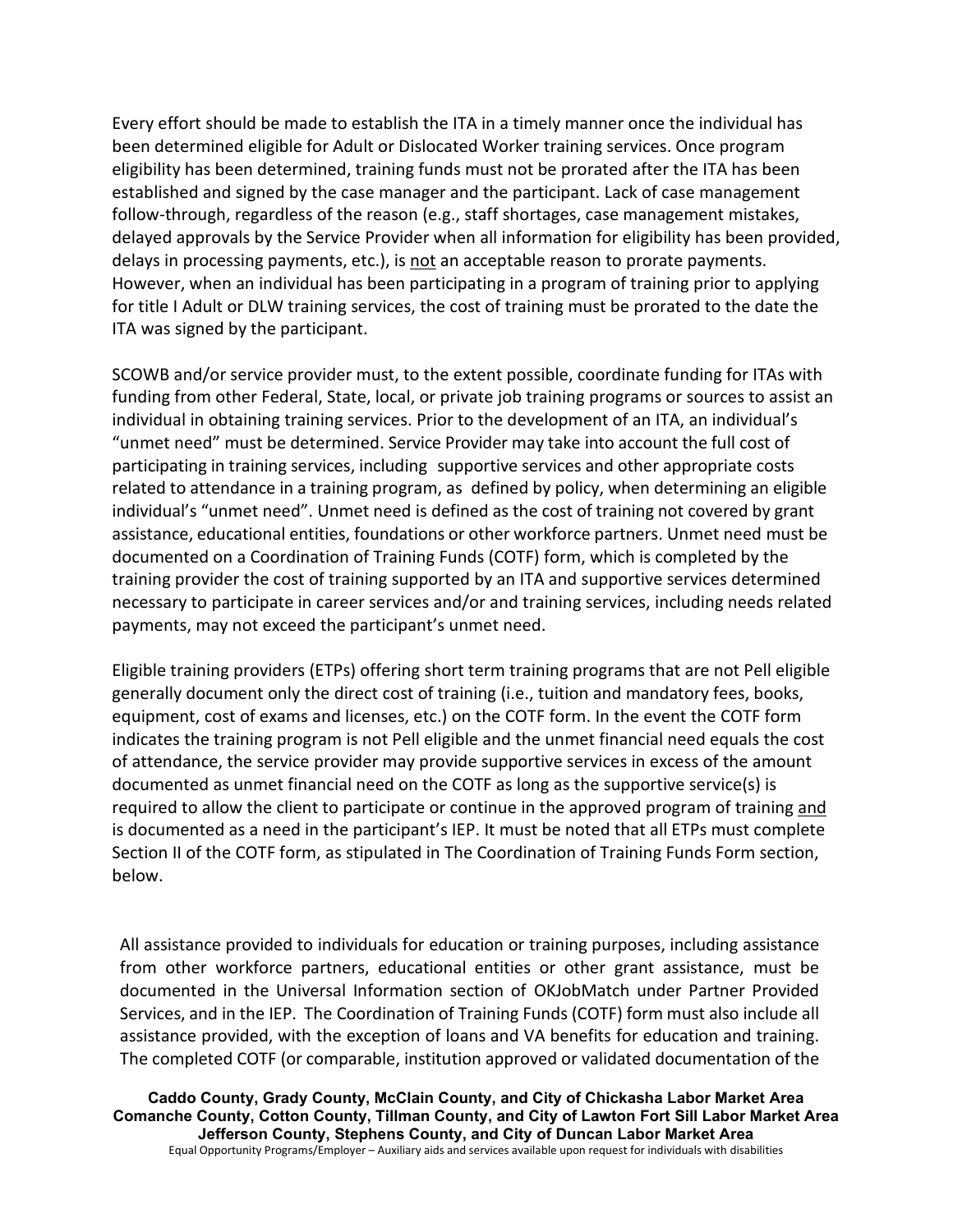Every effort should be made to establish the ITA in a timely manner once the individual has been determined eligible for Adult or Dislocated Worker training services. Once program eligibility has been determined, training funds must not be prorated after the ITA has been established and signed by the case manager and the participant. Lack of case management follow-through, regardless of the reason (e.g., staff shortages, case management mistakes, delayed approvals by the Service Provider when all information for eligibility has been provided, delays in processing payments, etc.), is not an acceptable reason to prorate payments. However, when an individual has been participating in a program of training prior to applying for title I Adult or DLW training services, the cost of training must be prorated to the date the ITA was signed by the participant.

SCOWB and/or service provider must, to the extent possible, coordinate funding for ITAs with funding from other Federal, State, local, or private job training programs or sources to assist an individual in obtaining training services. Prior to the development of an ITA, an individual's "unmet need" must be determined. Service Provider may take into account the full cost of participating in training services, including supportive services and other appropriate costs related to attendance in a training program, as defined by policy, when determining an eligible individual's "unmet need". Unmet need is defined as the cost of training not covered by grant assistance, educational entities, foundations or other workforce partners. Unmet need must be documented on a Coordination of Training Funds (COTF) form, which is completed by the training provider the cost of training supported by an ITA and supportive services determined necessary to participate in career services and/or and training services, including needs related payments, may not exceed the participant's unmet need.

Eligible training providers (ETPs) offering short term training programs that are not Pell eligible generally document only the direct cost of training (i.e., tuition and mandatory fees, books, equipment, cost of exams and licenses, etc.) on the COTF form. In the event the COTF form indicates the training program is not Pell eligible and the unmet financial need equals the cost of attendance, the service provider may provide supportive services in excess of the amount documented as unmet financial need on the COTF as long as the supportive service(s) is required to allow the client to participate or continue in the approved program of training and is documented as a need in the participant's IEP. It must be noted that all ETPs must complete Section II of the COTF form, as stipulated in The Coordination of Training Funds Form section, below.

All assistance provided to individuals for education or training purposes, including assistance from other workforce partners, educational entities or other grant assistance, must be documented in the Universal Information section of OKJobMatch under Partner Provided Services, and in the IEP. The Coordination of Training Funds (COTF) form must also include all assistance provided, with the exception of loans and VA benefits for education and training. The completed COTF (or comparable, institution approved or validated documentation of the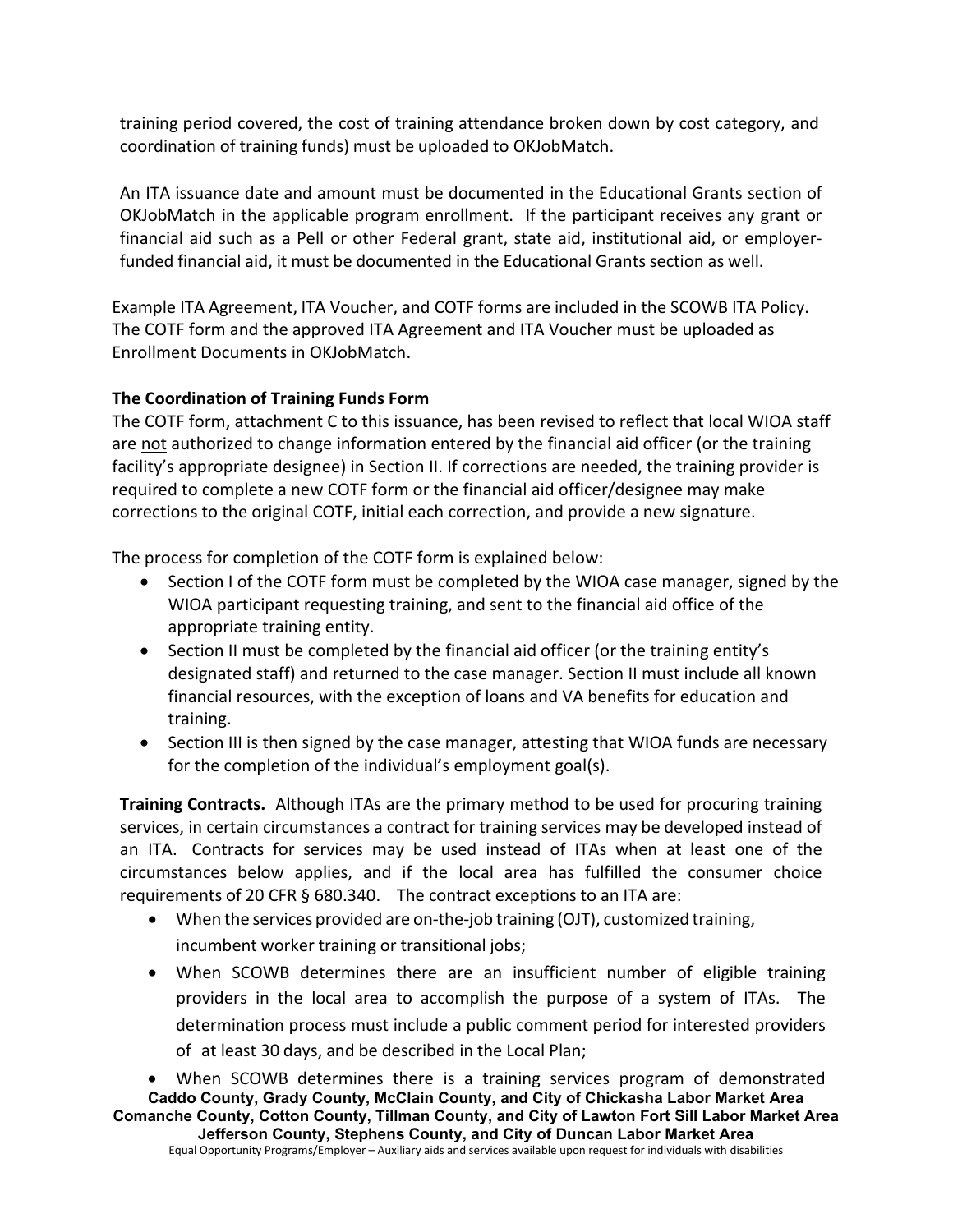training period covered, the cost of training attendance broken down by cost category, and coordination of training funds) must be uploaded to OKJobMatch.

An ITA issuance date and amount must be documented in the Educational Grants section of OKJobMatch in the applicable program enrollment. If the participant receives any grant or financial aid such as a Pell or other Federal grant, state aid, institutional aid, or employer-funded financial aid, it must be documented in the Educational Grants section as well.

Example ITA Agreement, ITA Voucher, and COTF forms are included in the SCOWB ITA Policy. The COTF form and the approved ITA Agreement and ITA Voucher must be uploaded as Enrollment Documents in OKJobMatch.

**The Coordination of Training Funds Form**

The COTF form, attachment C to this issuance, has been revised to reflect that local WIOA staff are <u>not</u> authorized to change information entered by the financial aid officer (or the training facility's appropriate designee) in Section II. If corrections are needed, the training provider is required to complete a new COTF form or the financial aid officer/designee may make corrections to the original COTF, initial each correction, and provide a new signature.

The process for completion of the COTF form is explained below:

- Section I of the COTF form must be completed by the WIOA case manager, signed by the WIOA participant requesting training, and sent to the financial aid office of the appropriate training entity.
- Section II must be completed by the financial aid officer (or the training entity's designated staff) and returned to the case manager. Section II must include all known financial resources, with the exception of loans and VA benefits for education and training.
- Section III is then signed by the case manager, attesting that WIOA funds are necessary for the completion of the individual's employment goal(s).

**Training Contracts.** Although ITAs are the primary method to be used for procuring training services, in certain circumstances a contract for training services may be developed instead of an ITA. Contracts for services may be used instead of ITAs when at least one of the circumstances below applies, and if the local area has fulfilled the consumer choice requirements of 20 CFR § 680.340. The contract exceptions to an ITA are:

- When the services provided are on-the-job training (OJT), customized training, incumbent worker training or transitional jobs;
- When SCOWB determines there are an insufficient number of eligible training providers in the local area to accomplish the purpose of a system of ITAs. The determination process must include a public comment period for interested providers of at least 30 days, and be described in the Local Plan;
- When SCOWB determines there is a training services program of demonstrated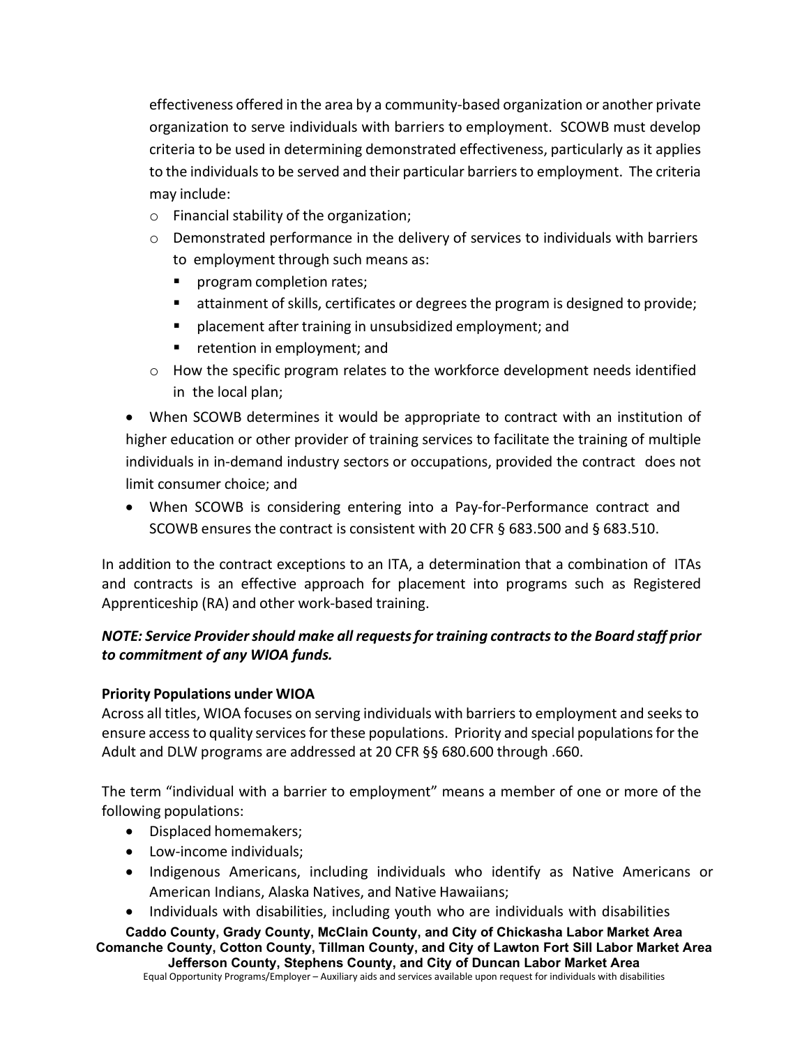effectiveness offered in the area by a community-based organization or another private organization to serve individuals with barriers to employment. SCOWB must develop criteria to be used in determining demonstrated effectiveness, particularly as it applies to the individuals to be served and their particular barriers to employment. The criteria may include:

- Financial stability of the organization;
- Demonstrated performance in the delivery of services to individuals with barriers to employment through such means as:
  - program completion rates;
  - attainment of skills, certificates or degrees the program is designed to provide;
  - placement after training in unsubsidized employment; and
  - retention in employment; and
- How the specific program relates to the workforce development needs identified in the local plan;

- When SCOWB determines it would be appropriate to contract with an institution of higher education or other provider of training services to facilitate the training of multiple individuals in in-demand industry sectors or occupations, provided the contract does not limit consumer choice; and
- When SCOWB is considering entering into a Pay-for-Performance contract and SCOWB ensures the contract is consistent with 20 CFR § 683.500 and § 683.510.

In addition to the contract exceptions to an ITA, a determination that a combination of ITAs and contracts is an effective approach for placement into programs such as Registered Apprenticeship (RA) and other work-based training.

***NOTE: Service Provider should make all requests for training contracts to the Board staff prior to commitment of any WIOA funds.***

**Priority Populations under WIOA**

Across all titles, WIOA focuses on serving individuals with barriers to employment and seeks to ensure access to quality services for these populations. Priority and special populations for the Adult and DLW programs are addressed at 20 CFR §§ 680.600 through .660.

The term "individual with a barrier to employment" means a member of one or more of the following populations:

- Displaced homemakers;
- Low-income individuals;
- Indigenous Americans, including individuals who identify as Native Americans or American Indians, Alaska Natives, and Native Hawaiians;
- Individuals with disabilities, including youth who are individuals with disabilities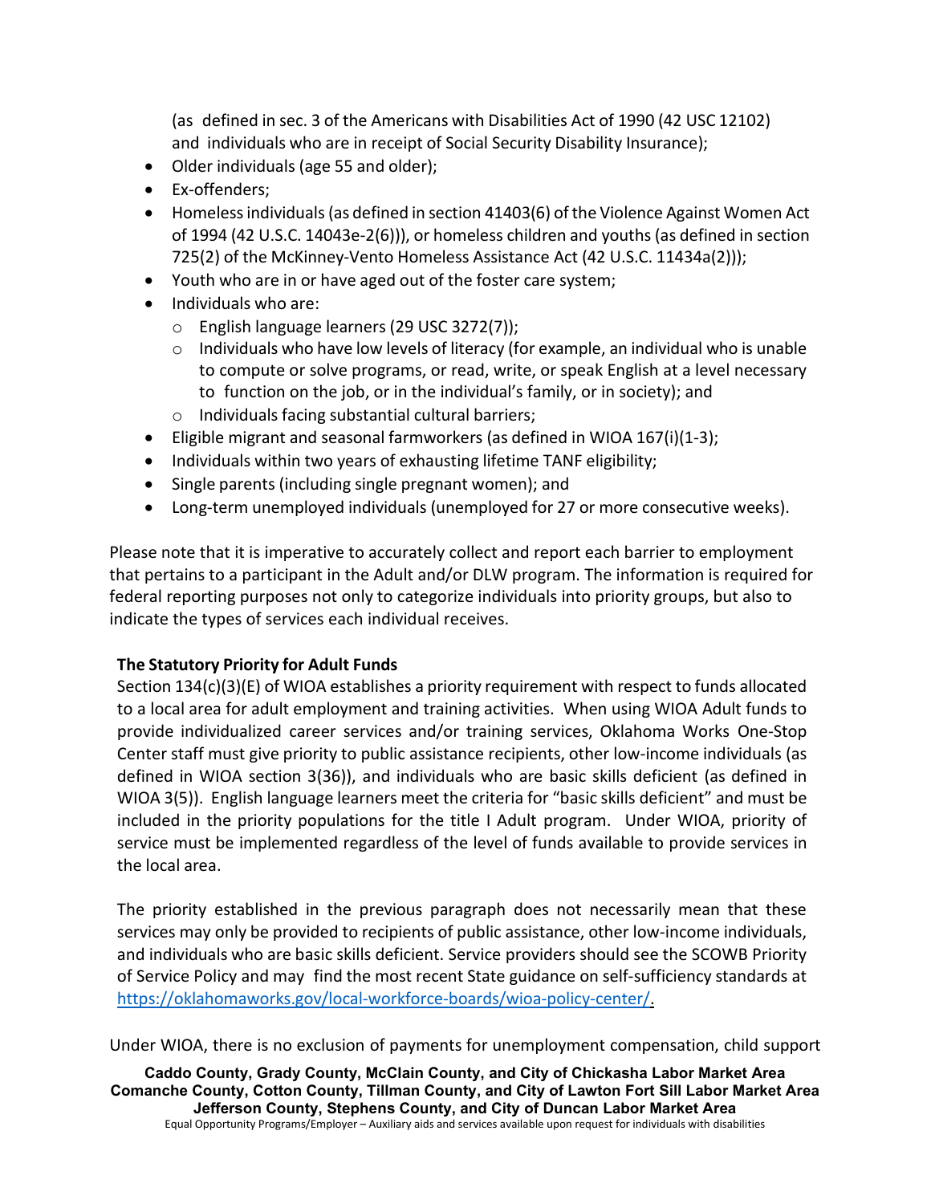(as defined in sec. 3 of the Americans with Disabilities Act of 1990 (42 USC 12102) and individuals who are in receipt of Social Security Disability Insurance);

- Older individuals (age 55 and older);
- Ex-offenders;
- Homeless individuals (as defined in section 41403(6) of the Violence Against Women Act of 1994 (42 U.S.C. 14043e-2(6))), or homeless children and youths (as defined in section 725(2) of the McKinney-Vento Homeless Assistance Act (42 U.S.C. 11434a(2)));
- Youth who are in or have aged out of the foster care system;
- Individuals who are:
  - English language learners (29 USC 3272(7));
  - Individuals who have low levels of literacy (for example, an individual who is unable to compute or solve programs, or read, write, or speak English at a level necessary to function on the job, or in the individual's family, or in society); and
  - Individuals facing substantial cultural barriers;
- Eligible migrant and seasonal farmworkers (as defined in WIOA 167(i)(1-3);
- Individuals within two years of exhausting lifetime TANF eligibility;
- Single parents (including single pregnant women); and
- Long-term unemployed individuals (unemployed for 27 or more consecutive weeks).

Please note that it is imperative to accurately collect and report each barrier to employment that pertains to a participant in the Adult and/or DLW program. The information is required for federal reporting purposes not only to categorize individuals into priority groups, but also to indicate the types of services each individual receives.

**The Statutory Priority for Adult Funds**

Section 134(c)(3)(E) of WIOA establishes a priority requirement with respect to funds allocated to a local area for adult employment and training activities. When using WIOA Adult funds to provide individualized career services and/or training services, Oklahoma Works One-Stop Center staff must give priority to public assistance recipients, other low-income individuals (as defined in WIOA section 3(36)), and individuals who are basic skills deficient (as defined in WIOA 3(5)). English language learners meet the criteria for "basic skills deficient" and must be included in the priority populations for the title I Adult program. Under WIOA, priority of service must be implemented regardless of the level of funds available to provide services in the local area.

The priority established in the previous paragraph does not necessarily mean that these services may only be provided to recipients of public assistance, other low-income individuals, and individuals who are basic skills deficient. Service providers should see the SCOWB Priority of Service Policy and may find the most recent State guidance on self-sufficiency standards at https://oklahomaworks.gov/local-workforce-boards/wioa-policy-center/.

Under WIOA, there is no exclusion of payments for unemployment compensation, child support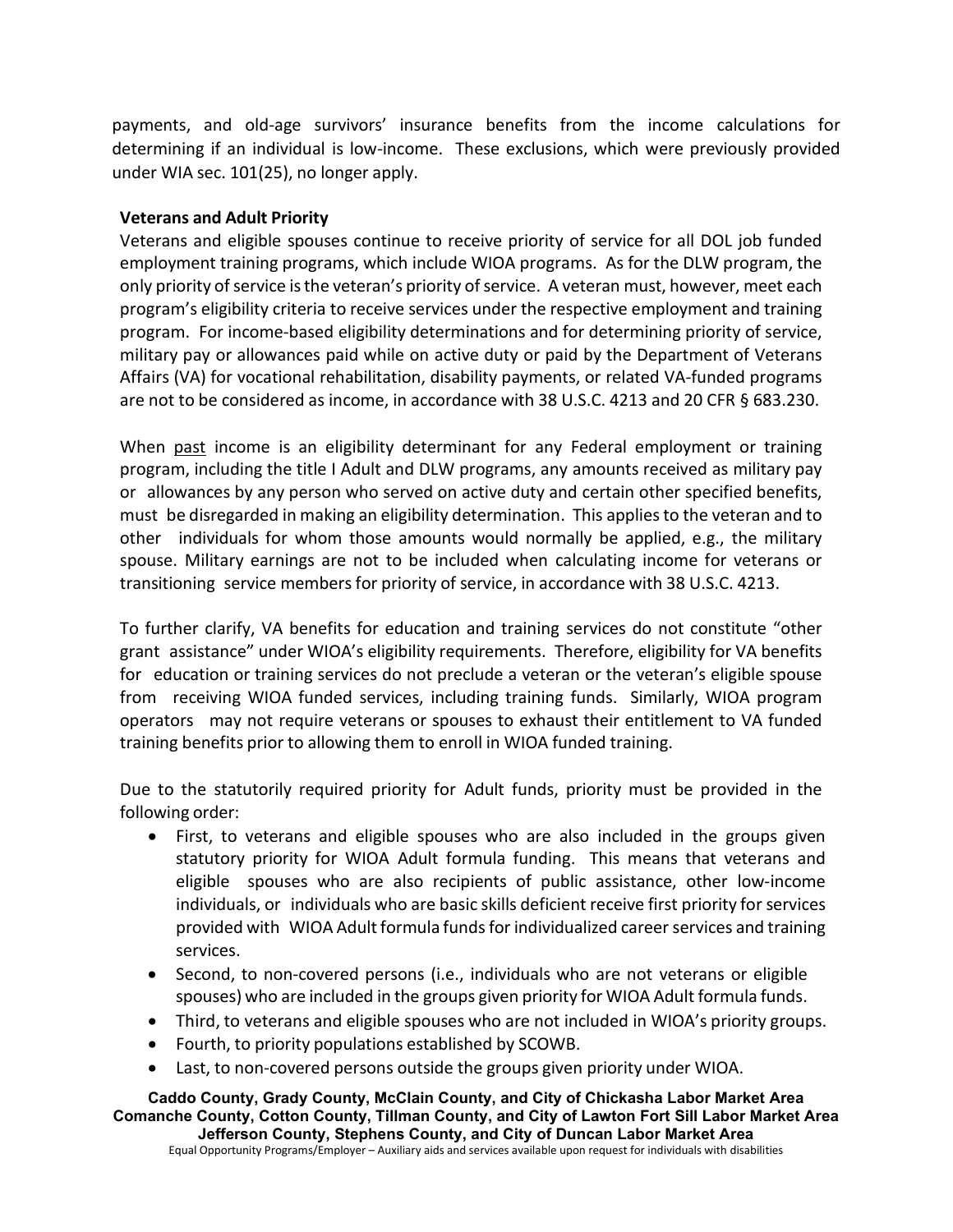payments, and old-age survivors' insurance benefits from the income calculations for determining if an individual is low-income. These exclusions, which were previously provided under WIA sec. 101(25), no longer apply.

**Veterans and Adult Priority**

Veterans and eligible spouses continue to receive priority of service for all DOL job funded employment training programs, which include WIOA programs. As for the DLW program, the only priority of service is the veteran's priority of service. A veteran must, however, meet each program's eligibility criteria to receive services under the respective employment and training program. For income-based eligibility determinations and for determining priority of service, military pay or allowances paid while on active duty or paid by the Department of Veterans Affairs (VA) for vocational rehabilitation, disability payments, or related VA-funded programs are not to be considered as income, in accordance with 38 U.S.C. 4213 and 20 CFR § 683.230.

When past income is an eligibility determinant for any Federal employment or training program, including the title I Adult and DLW programs, any amounts received as military pay or allowances by any person who served on active duty and certain other specified benefits, must be disregarded in making an eligibility determination. This applies to the veteran and to other individuals for whom those amounts would normally be applied, e.g., the military spouse. Military earnings are not to be included when calculating income for veterans or transitioning service members for priority of service, in accordance with 38 U.S.C. 4213.

To further clarify, VA benefits for education and training services do not constitute "other grant assistance" under WIOA's eligibility requirements. Therefore, eligibility for VA benefits for education or training services do not preclude a veteran or the veteran's eligible spouse from receiving WIOA funded services, including training funds. Similarly, WIOA program operators may not require veterans or spouses to exhaust their entitlement to VA funded training benefits prior to allowing them to enroll in WIOA funded training.

Due to the statutorily required priority for Adult funds, priority must be provided in the following order:

- First, to veterans and eligible spouses who are also included in the groups given statutory priority for WIOA Adult formula funding. This means that veterans and eligible spouses who are also recipients of public assistance, other low-income individuals, or individuals who are basic skills deficient receive first priority for services provided with WIOA Adult formula funds for individualized career services and training services.
- Second, to non-covered persons (i.e., individuals who are not veterans or eligible spouses) who are included in the groups given priority for WIOA Adult formula funds.
- Third, to veterans and eligible spouses who are not included in WIOA's priority groups.
- Fourth, to priority populations established by SCOWB.
- Last, to non-covered persons outside the groups given priority under WIOA.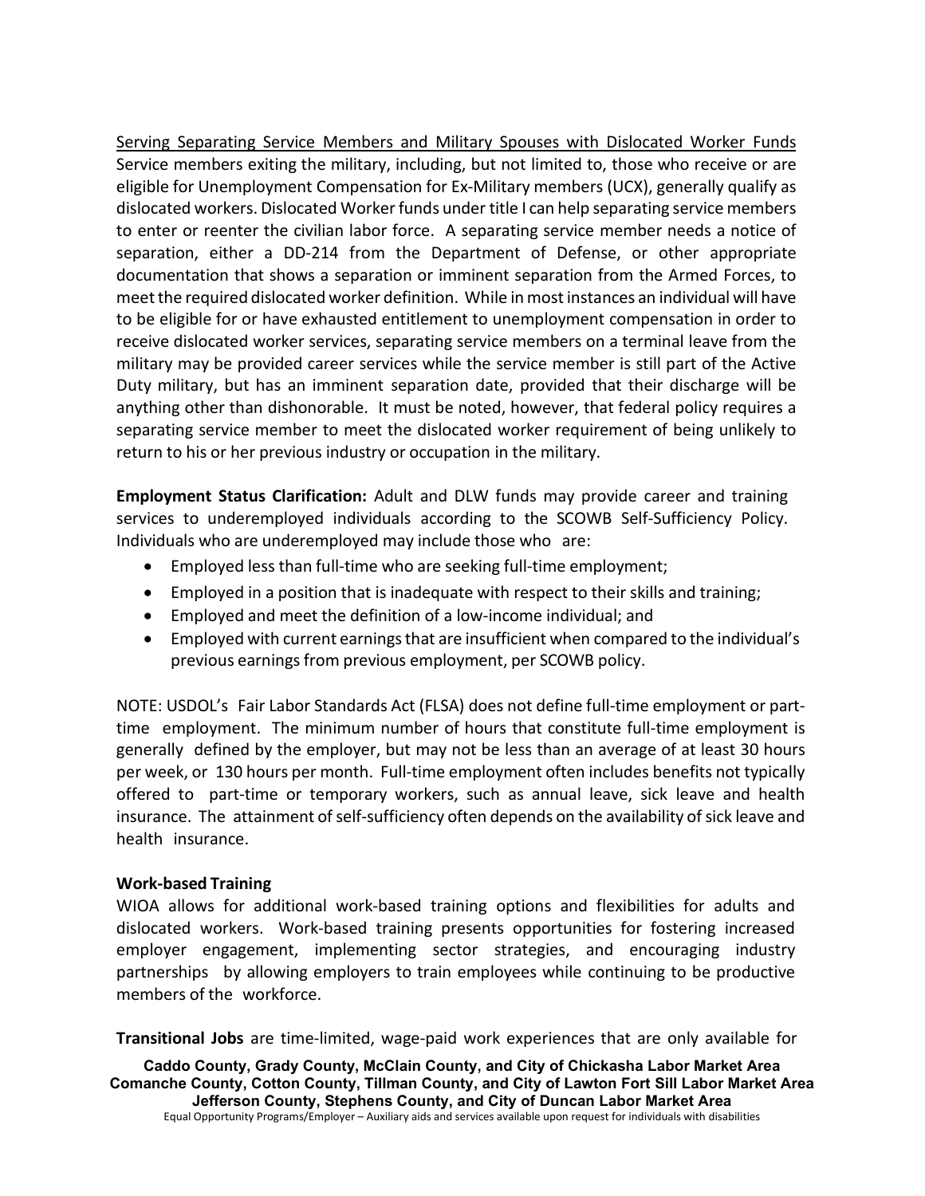Serving Separating Service Members and Military Spouses with Dislocated Worker Funds
Service members exiting the military, including, but not limited to, those who receive or are eligible for Unemployment Compensation for Ex-Military members (UCX), generally qualify as dislocated workers. Dislocated Worker funds under title I can help separating service members to enter or reenter the civilian labor force. A separating service member needs a notice of separation, either a DD-214 from the Department of Defense, or other appropriate documentation that shows a separation or imminent separation from the Armed Forces, to meet the required dislocated worker definition. While in most instances an individual will have to be eligible for or have exhausted entitlement to unemployment compensation in order to receive dislocated worker services, separating service members on a terminal leave from the military may be provided career services while the service member is still part of the Active Duty military, but has an imminent separation date, provided that their discharge will be anything other than dishonorable. It must be noted, however, that federal policy requires a separating service member to meet the dislocated worker requirement of being unlikely to return to his or her previous industry or occupation in the military.

**Employment Status Clarification:** Adult and DLW funds may provide career and training services to underemployed individuals according to the SCOWB Self-Sufficiency Policy. Individuals who are underemployed may include those who are:

- Employed less than full-time who are seeking full-time employment;
- Employed in a position that is inadequate with respect to their skills and training;
- Employed and meet the definition of a low-income individual; and
- Employed with current earnings that are insufficient when compared to the individual's previous earnings from previous employment, per SCOWB policy.

NOTE: USDOL's Fair Labor Standards Act (FLSA) does not define full-time employment or part-time employment. The minimum number of hours that constitute full-time employment is generally defined by the employer, but may not be less than an average of at least 30 hours per week, or 130 hours per month. Full-time employment often includes benefits not typically offered to part-time or temporary workers, such as annual leave, sick leave and health insurance. The attainment of self-sufficiency often depends on the availability of sick leave and health insurance.

**Work-based Training**

WIOA allows for additional work-based training options and flexibilities for adults and dislocated workers. Work-based training presents opportunities for fostering increased employer engagement, implementing sector strategies, and encouraging industry partnerships by allowing employers to train employees while continuing to be productive members of the workforce.

**Transitional Jobs** are time-limited, wage-paid work experiences that are only available for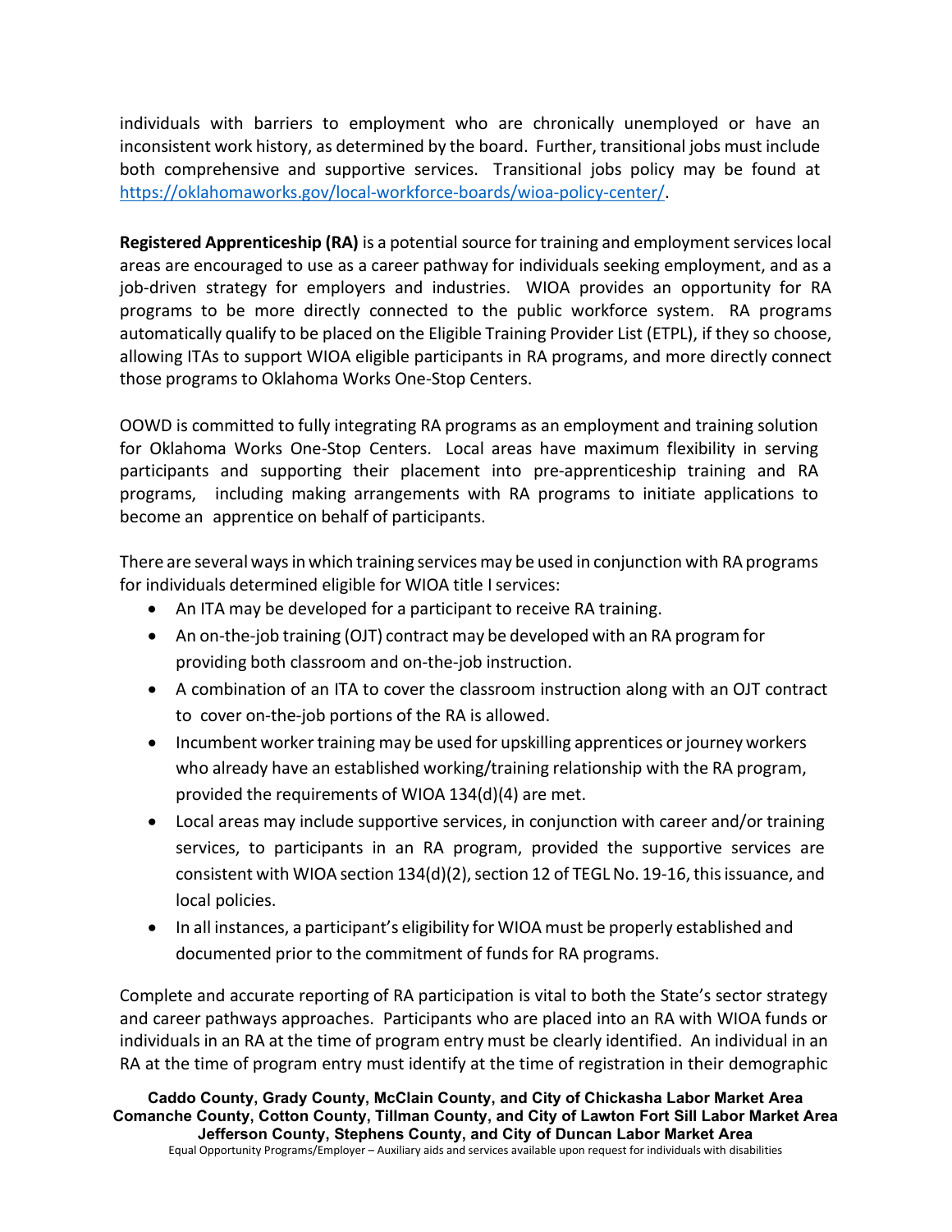individuals with barriers to employment who are chronically unemployed or have an inconsistent work history, as determined by the board. Further, transitional jobs must include both comprehensive and supportive services. Transitional jobs policy may be found at https://oklahomaworks.gov/local-workforce-boards/wioa-policy-center/.

**Registered Apprenticeship (RA)** is a potential source for training and employment services local areas are encouraged to use as a career pathway for individuals seeking employment, and as a job-driven strategy for employers and industries. WIOA provides an opportunity for RA programs to be more directly connected to the public workforce system. RA programs automatically qualify to be placed on the Eligible Training Provider List (ETPL), if they so choose, allowing ITAs to support WIOA eligible participants in RA programs, and more directly connect those programs to Oklahoma Works One-Stop Centers.

OOWD is committed to fully integrating RA programs as an employment and training solution for Oklahoma Works One-Stop Centers. Local areas have maximum flexibility in serving participants and supporting their placement into pre-apprenticeship training and RA programs, including making arrangements with RA programs to initiate applications to become an apprentice on behalf of participants.

There are several ways in which training services may be used in conjunction with RA programs for individuals determined eligible for WIOA title I services:

- An ITA may be developed for a participant to receive RA training.
- An on-the-job training (OJT) contract may be developed with an RA program for providing both classroom and on-the-job instruction.
- A combination of an ITA to cover the classroom instruction along with an OJT contract to cover on-the-job portions of the RA is allowed.
- Incumbent worker training may be used for upskilling apprentices or journey workers who already have an established working/training relationship with the RA program, provided the requirements of WIOA 134(d)(4) are met.
- Local areas may include supportive services, in conjunction with career and/or training services, to participants in an RA program, provided the supportive services are consistent with WIOA section 134(d)(2), section 12 of TEGL No. 19-16, this issuance, and local policies.
- In all instances, a participant's eligibility for WIOA must be properly established and documented prior to the commitment of funds for RA programs.

Complete and accurate reporting of RA participation is vital to both the State's sector strategy and career pathways approaches. Participants who are placed into an RA with WIOA funds or individuals in an RA at the time of program entry must be clearly identified. An individual in an RA at the time of program entry must identify at the time of registration in their demographic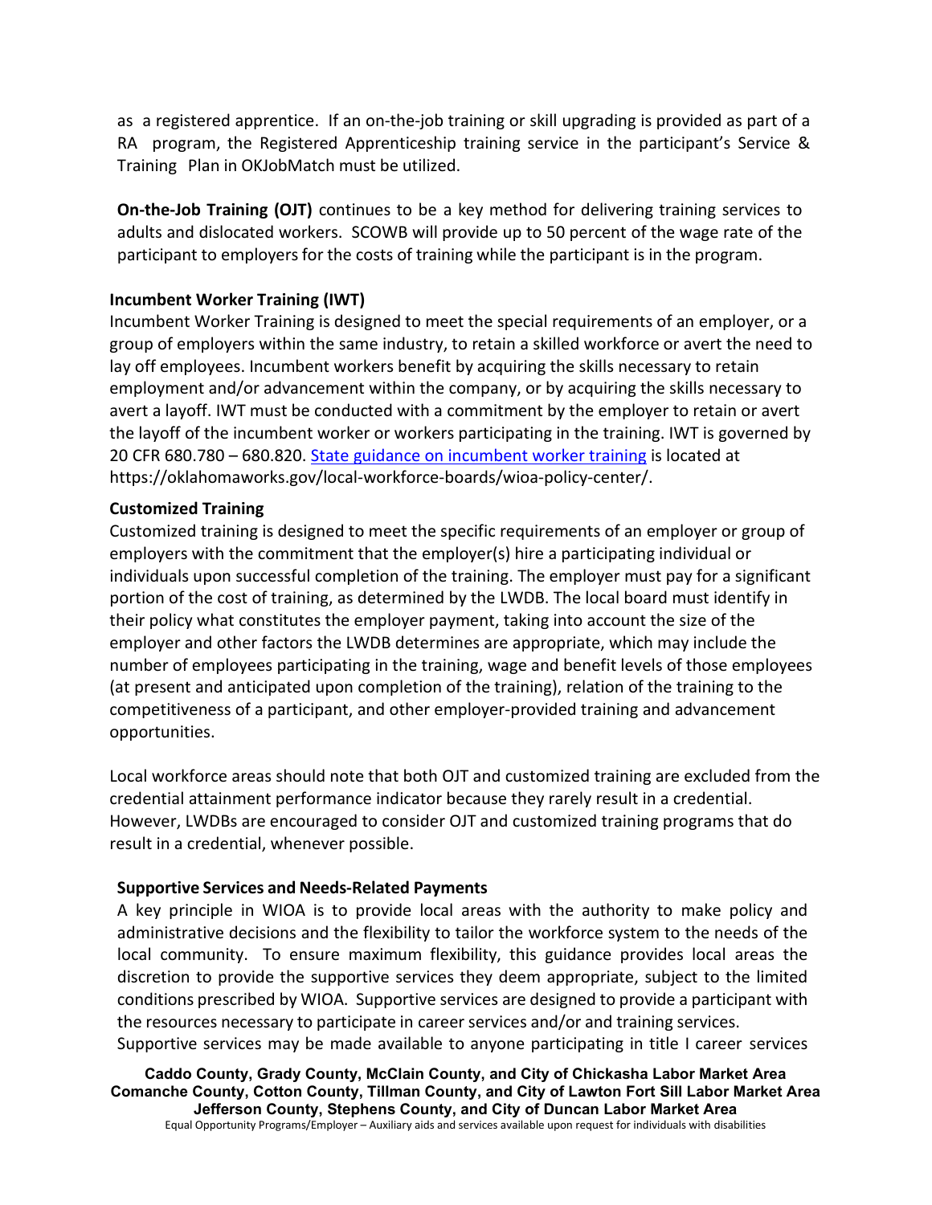as a registered apprentice. If an on-the-job training or skill upgrading is provided as part of a RA program, the Registered Apprenticeship training service in the participant's Service & Training Plan in OKJobMatch must be utilized.

**On-the-Job Training (OJT)** continues to be a key method for delivering training services to adults and dislocated workers. SCOWB will provide up to 50 percent of the wage rate of the participant to employers for the costs of training while the participant is in the program.

**Incumbent Worker Training (IWT)**

Incumbent Worker Training is designed to meet the special requirements of an employer, or a group of employers within the same industry, to retain a skilled workforce or avert the need to lay off employees. Incumbent workers benefit by acquiring the skills necessary to retain employment and/or advancement within the company, or by acquiring the skills necessary to avert a layoff. IWT must be conducted with a commitment by the employer to retain or avert the layoff of the incumbent worker or workers participating in the training. IWT is governed by 20 CFR 680.780 – 680.820. State guidance on incumbent worker training is located at https://oklahomaworks.gov/local-workforce-boards/wioa-policy-center/.

**Customized Training**

Customized training is designed to meet the specific requirements of an employer or group of employers with the commitment that the employer(s) hire a participating individual or individuals upon successful completion of the training. The employer must pay for a significant portion of the cost of training, as determined by the LWDB. The local board must identify in their policy what constitutes the employer payment, taking into account the size of the employer and other factors the LWDB determines are appropriate, which may include the number of employees participating in the training, wage and benefit levels of those employees (at present and anticipated upon completion of the training), relation of the training to the competitiveness of a participant, and other employer-provided training and advancement opportunities.

Local workforce areas should note that both OJT and customized training are excluded from the credential attainment performance indicator because they rarely result in a credential. However, LWDBs are encouraged to consider OJT and customized training programs that do result in a credential, whenever possible.

**Supportive Services and Needs-Related Payments**

A key principle in WIOA is to provide local areas with the authority to make policy and administrative decisions and the flexibility to tailor the workforce system to the needs of the local community. To ensure maximum flexibility, this guidance provides local areas the discretion to provide the supportive services they deem appropriate, subject to the limited conditions prescribed by WIOA. Supportive services are designed to provide a participant with the resources necessary to participate in career services and/or and training services. Supportive services may be made available to anyone participating in title I career services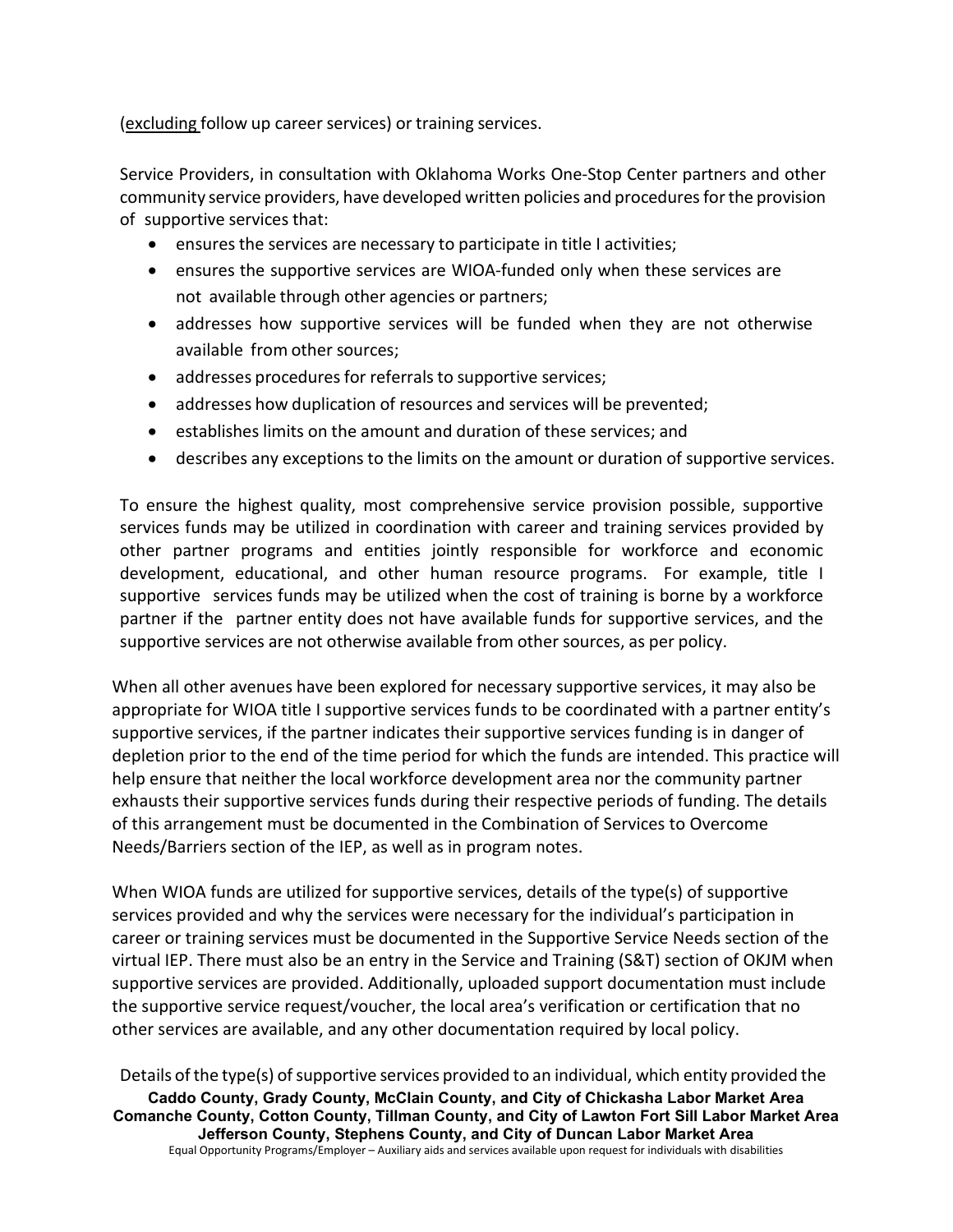(<u>excluding</u> follow up career services) or training services.

Service Providers, in consultation with Oklahoma Works One-Stop Center partners and other community service providers, have developed written policies and procedures for the provision of supportive services that:

- ensures the services are necessary to participate in title I activities;
- ensures the supportive services are WIOA-funded only when these services are not available through other agencies or partners;
- addresses how supportive services will be funded when they are not otherwise available from other sources;
- addresses procedures for referrals to supportive services;
- addresses how duplication of resources and services will be prevented;
- establishes limits on the amount and duration of these services; and
- describes any exceptions to the limits on the amount or duration of supportive services.

To ensure the highest quality, most comprehensive service provision possible, supportive services funds may be utilized in coordination with career and training services provided by other partner programs and entities jointly responsible for workforce and economic development, educational, and other human resource programs. For example, title I supportive services funds may be utilized when the cost of training is borne by a workforce partner if the partner entity does not have available funds for supportive services, and the supportive services are not otherwise available from other sources, as per policy.

When all other avenues have been explored for necessary supportive services, it may also be appropriate for WIOA title I supportive services funds to be coordinated with a partner entity's supportive services, if the partner indicates their supportive services funding is in danger of depletion prior to the end of the time period for which the funds are intended. This practice will help ensure that neither the local workforce development area nor the community partner exhausts their supportive services funds during their respective periods of funding. The details of this arrangement must be documented in the Combination of Services to Overcome Needs/Barriers section of the IEP, as well as in program notes.

When WIOA funds are utilized for supportive services, details of the type(s) of supportive services provided and why the services were necessary for the individual's participation in career or training services must be documented in the Supportive Service Needs section of the virtual IEP. There must also be an entry in the Service and Training (S&T) section of OKJM when supportive services are provided. Additionally, uploaded support documentation must include the supportive service request/voucher, the local area's verification or certification that no other services are available, and any other documentation required by local policy.

Details of the type(s) of supportive services provided to an individual, which entity provided the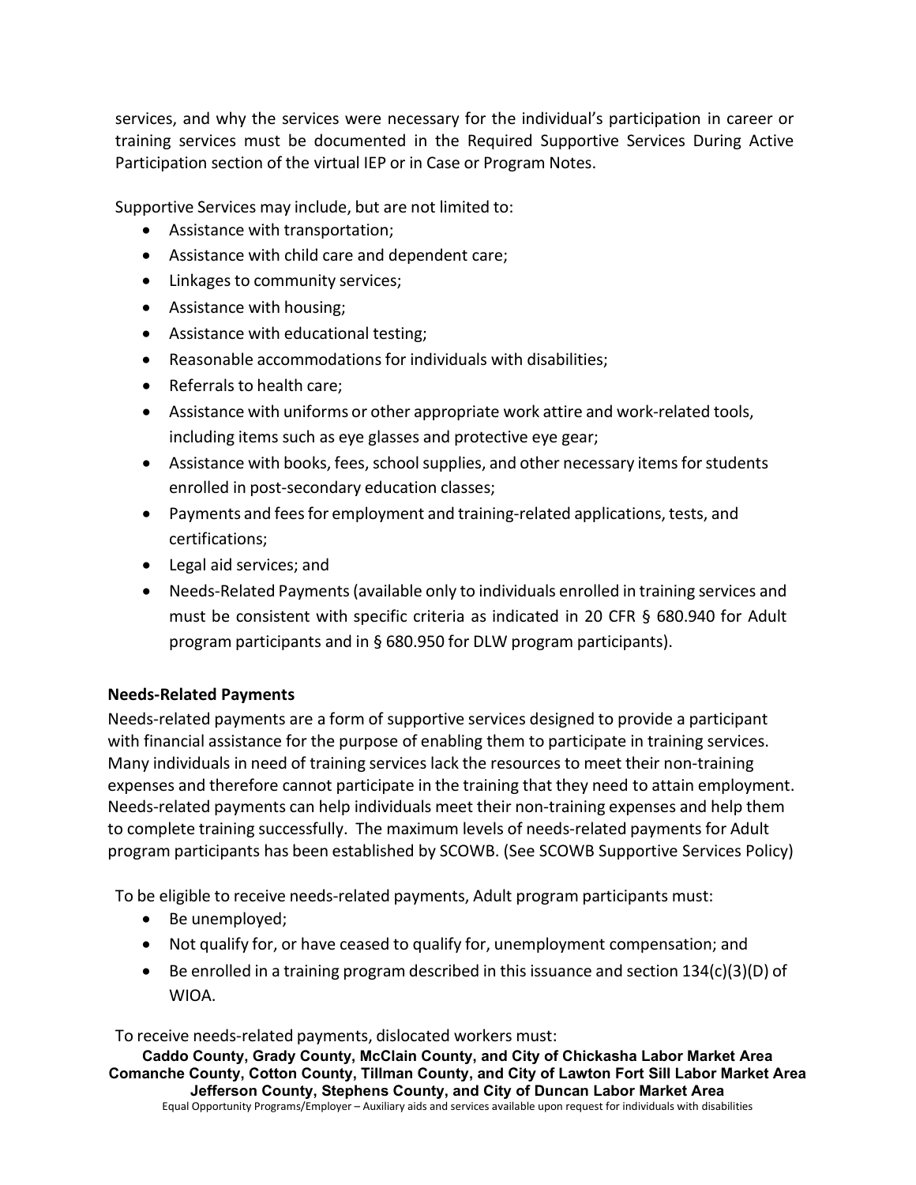services, and why the services were necessary for the individual's participation in career or training services must be documented in the Required Supportive Services During Active Participation section of the virtual IEP or in Case or Program Notes.

Supportive Services may include, but are not limited to:

- Assistance with transportation;
- Assistance with child care and dependent care;
- Linkages to community services;
- Assistance with housing;
- Assistance with educational testing;
- Reasonable accommodations for individuals with disabilities;
- Referrals to health care;
- Assistance with uniforms or other appropriate work attire and work-related tools, including items such as eye glasses and protective eye gear;
- Assistance with books, fees, school supplies, and other necessary items for students enrolled in post-secondary education classes;
- Payments and fees for employment and training-related applications, tests, and certifications;
- Legal aid services; and
- Needs-Related Payments (available only to individuals enrolled in training services and must be consistent with specific criteria as indicated in 20 CFR § 680.940 for Adult program participants and in § 680.950 for DLW program participants).

**Needs-Related Payments**

Needs-related payments are a form of supportive services designed to provide a participant with financial assistance for the purpose of enabling them to participate in training services. Many individuals in need of training services lack the resources to meet their non-training expenses and therefore cannot participate in the training that they need to attain employment. Needs-related payments can help individuals meet their non-training expenses and help them to complete training successfully. The maximum levels of needs-related payments for Adult program participants has been established by SCOWB. (See SCOWB Supportive Services Policy)

To be eligible to receive needs-related payments, Adult program participants must:

- Be unemployed;
- Not qualify for, or have ceased to qualify for, unemployment compensation; and
- Be enrolled in a training program described in this issuance and section 134(c)(3)(D) of WIOA.

To receive needs-related payments, dislocated workers must: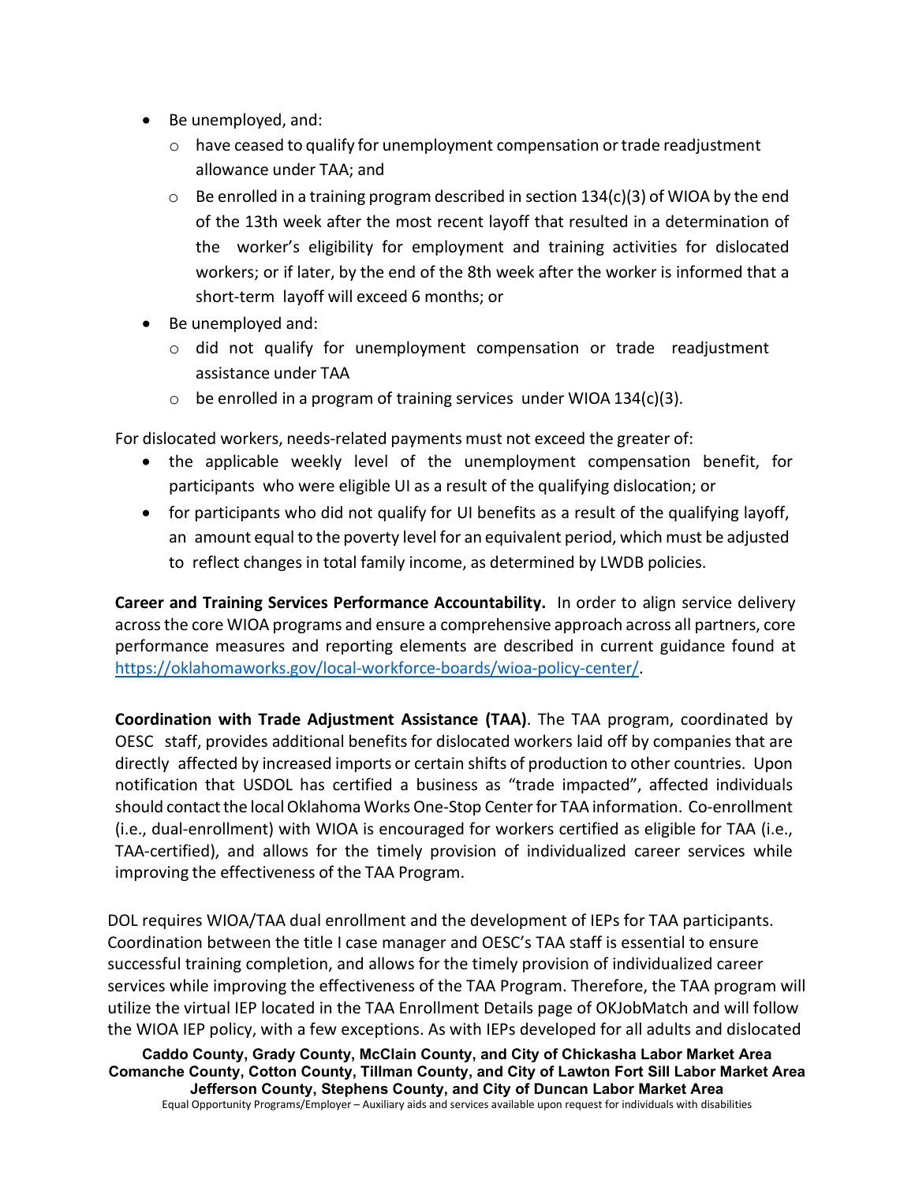- Be unemployed, and:
  - have ceased to qualify for unemployment compensation or trade readjustment allowance under TAA; and
  - Be enrolled in a training program described in section 134(c)(3) of WIOA by the end of the 13th week after the most recent layoff that resulted in a determination of the worker's eligibility for employment and training activities for dislocated workers; or if later, by the end of the 8th week after the worker is informed that a short-term layoff will exceed 6 months; or
- Be unemployed and:
  - did not qualify for unemployment compensation or trade readjustment assistance under TAA
  - be enrolled in a program of training services under WIOA 134(c)(3).

For dislocated workers, needs-related payments must not exceed the greater of:

- the applicable weekly level of the unemployment compensation benefit, for participants who were eligible UI as a result of the qualifying dislocation; or
- for participants who did not qualify for UI benefits as a result of the qualifying layoff, an amount equal to the poverty level for an equivalent period, which must be adjusted to reflect changes in total family income, as determined by LWDB policies.

**Career and Training Services Performance Accountability.** In order to align service delivery across the core WIOA programs and ensure a comprehensive approach across all partners, core performance measures and reporting elements are described in current guidance found at https://oklahomaworks.gov/local-workforce-boards/wioa-policy-center/.

**Coordination with Trade Adjustment Assistance (TAA)**. The TAA program, coordinated by OESC staff, provides additional benefits for dislocated workers laid off by companies that are directly affected by increased imports or certain shifts of production to other countries. Upon notification that USDOL has certified a business as "trade impacted", affected individuals should contact the local Oklahoma Works One-Stop Center for TAA information. Co-enrollment (i.e., dual-enrollment) with WIOA is encouraged for workers certified as eligible for TAA (i.e., TAA-certified), and allows for the timely provision of individualized career services while improving the effectiveness of the TAA Program.

DOL requires WIOA/TAA dual enrollment and the development of IEPs for TAA participants. Coordination between the title I case manager and OESC's TAA staff is essential to ensure successful training completion, and allows for the timely provision of individualized career services while improving the effectiveness of the TAA Program. Therefore, the TAA program will utilize the virtual IEP located in the TAA Enrollment Details page of OKJobMatch and will follow the WIOA IEP policy, with a few exceptions. As with IEPs developed for all adults and dislocated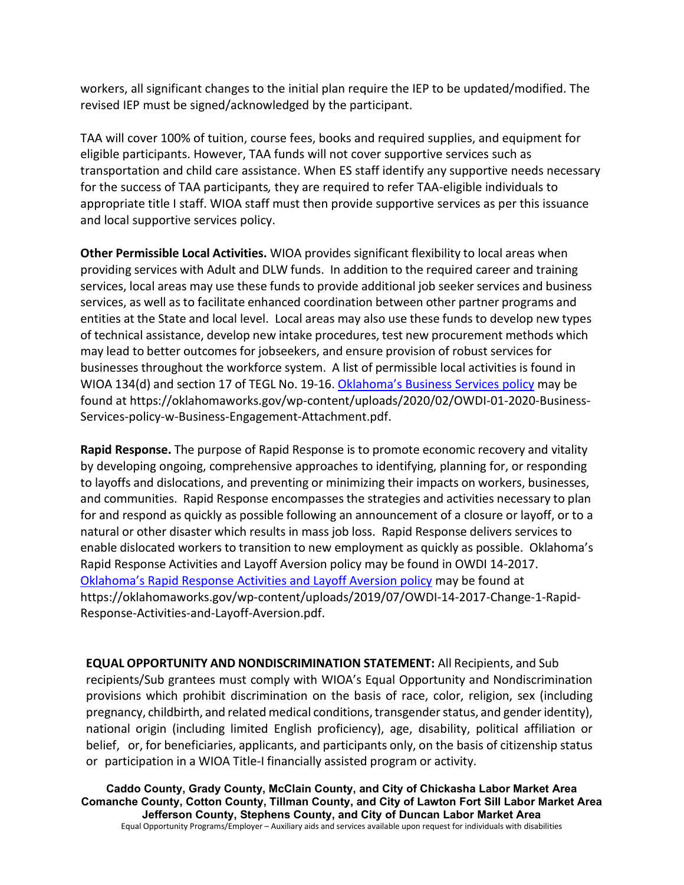workers, all significant changes to the initial plan require the IEP to be updated/modified. The revised IEP must be signed/acknowledged by the participant.

TAA will cover 100% of tuition, course fees, books and required supplies, and equipment for eligible participants. However, TAA funds will not cover supportive services such as transportation and child care assistance. When ES staff identify any supportive needs necessary for the success of TAA participants*,* they are required to refer TAA-eligible individuals to appropriate title I staff. WIOA staff must then provide supportive services as per this issuance and local supportive services policy.

**Other Permissible Local Activities.** WIOA provides significant flexibility to local areas when providing services with Adult and DLW funds. In addition to the required career and training services, local areas may use these funds to provide additional job seeker services and business services, as well as to facilitate enhanced coordination between other partner programs and entities at the State and local level. Local areas may also use these funds to develop new types of technical assistance, develop new intake procedures, test new procurement methods which may lead to better outcomes for jobseekers, and ensure provision of robust services for businesses throughout the workforce system. A list of permissible local activities is found in WIOA 134(d) and section 17 of TEGL No. 19-16. [Oklahoma's Business Services policy](https://oklahomaworks.gov/wp-content/uploads/2020/02/OWDI-01-2020-Business-Services-policy-w-Business-Engagement-Attachment.pdf) may be found at https://oklahomaworks.gov/wp-content/uploads/2020/02/OWDI-01-2020-Business-Services-policy-w-Business-Engagement-Attachment.pdf.

**Rapid Response.** The purpose of Rapid Response is to promote economic recovery and vitality by developing ongoing, comprehensive approaches to identifying, planning for, or responding to layoffs and dislocations, and preventing or minimizing their impacts on workers, businesses, and communities. Rapid Response encompasses the strategies and activities necessary to plan for and respond as quickly as possible following an announcement of a closure or layoff, or to a natural or other disaster which results in mass job loss. Rapid Response delivers services to enable dislocated workers to transition to new employment as quickly as possible. Oklahoma's Rapid Response Activities and Layoff Aversion policy may be found in OWDI 14-2017. [Oklahoma's Rapid Response Activities and Layoff Aversion policy](https://oklahomaworks.gov/wp-content/uploads/2019/07/OWDI-14-2017-Change-1-Rapid-Response-Activities-and-Layoff-Aversion.pdf) may be found at https://oklahomaworks.gov/wp-content/uploads/2019/07/OWDI-14-2017-Change-1-Rapid-Response-Activities-and-Layoff-Aversion.pdf.

**EQUAL OPPORTUNITY AND NONDISCRIMINATION STATEMENT:** All Recipients, and Sub recipients/Sub grantees must comply with WIOA's Equal Opportunity and Nondiscrimination provisions which prohibit discrimination on the basis of race, color, religion, sex (including pregnancy, childbirth, and related medical conditions, transgender status, and gender identity), national origin (including limited English proficiency), age, disability, political affiliation or belief, or, for beneficiaries, applicants, and participants only, on the basis of citizenship status or participation in a WIOA Title-I financially assisted program or activity.

**Caddo County, Grady County, McClain County, and City of Chickasha Labor Market Area**
**Comanche County, Cotton County, Tillman County, and City of Lawton Fort Sill Labor Market Area**
**Jefferson County, Stephens County, and City of Duncan Labor Market Area**
Equal Opportunity Programs/Employer – Auxiliary aids and services available upon request for individuals with disabilities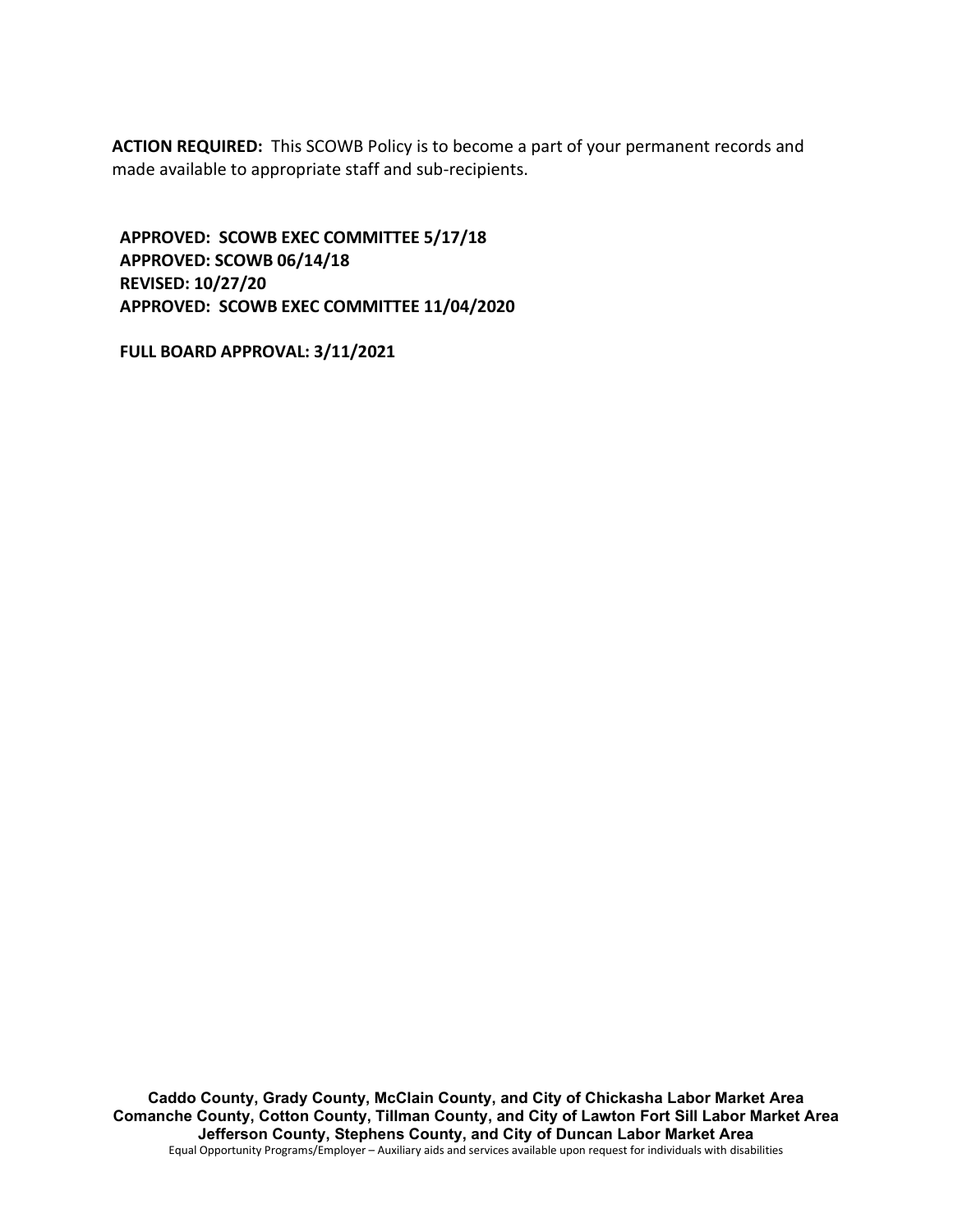**ACTION REQUIRED:** This SCOWB Policy is to become a part of your permanent records and made available to appropriate staff and sub-recipients.

**APPROVED: SCOWB EXEC COMMITTEE 5/17/18**
**APPROVED: SCOWB 06/14/18**
**REVISED: 10/27/20**
**APPROVED: SCOWB EXEC COMMITTEE 11/04/2020**

**FULL BOARD APPROVAL: 3/11/2021**

**Caddo County, Grady County, McClain County, and City of Chickasha Labor Market Area**
**Comanche County, Cotton County, Tillman County, and City of Lawton Fort Sill Labor Market Area**
**Jefferson County, Stephens County, and City of Duncan Labor Market Area**
Equal Opportunity Programs/Employer – Auxiliary aids and services available upon request for individuals with disabilities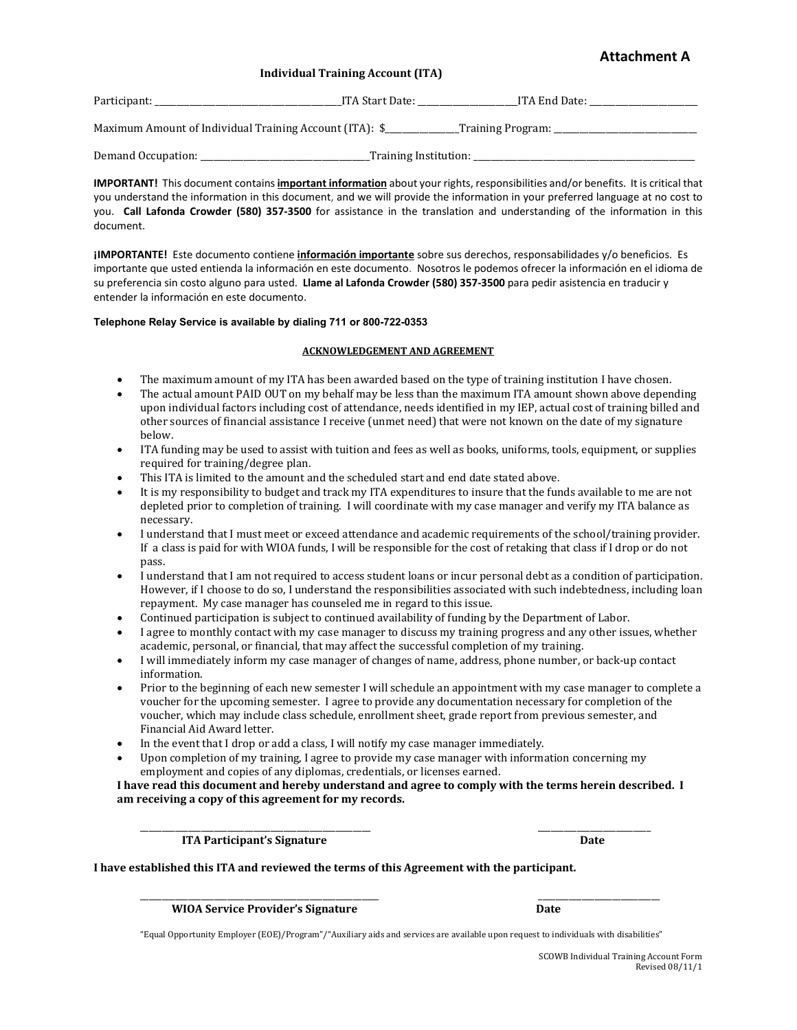**Attachment A**

**Individual Training Account (ITA)**

Participant: ________________________________________ITA Start Date: _____________________ITA End Date: _______________________

Maximum Amount of Individual Training Account (ITA): $_______________Training Program: ______________________________

Demand Occupation: ____________________________________Training Institution: _______________________________________________

**IMPORTANT!** This document contains **important information** about your rights, responsibilities and/or benefits. It is critical that you understand the information in this document, and we will provide the information in your preferred language at no cost to you. **Call Lafonda Crowder (580) 357-3500** for assistance in the translation and understanding of the information in this document.

**¡IMPORTANTE!** Este documento contiene **información importante** sobre sus derechos, responsabilidades y/o beneficios. Es importante que usted entienda la información en este documento. Nosotros le podemos ofrecer la información en el idioma de su preferencia sin costo alguno para usted. **Llame al Lafonda Crowder (580) 357-3500** para pedir asistencia en traducir y entender la información en este documento.

**Telephone Relay Service is available by dialing 711 or 800-722-0353**

**ACKNOWLEDGEMENT AND AGREEMENT**

- The maximum amount of my ITA has been awarded based on the type of training institution I have chosen.
- The actual amount PAID OUT on my behalf may be less than the maximum ITA amount shown above depending upon individual factors including cost of attendance, needs identified in my IEP, actual cost of training billed and other sources of financial assistance I receive (unmet need) that were not known on the date of my signature below.
- ITA funding may be used to assist with tuition and fees as well as books, uniforms, tools, equipment, or supplies required for training/degree plan.
- This ITA is limited to the amount and the scheduled start and end date stated above.
- It is my responsibility to budget and track my ITA expenditures to insure that the funds available to me are not depleted prior to completion of training. I will coordinate with my case manager and verify my ITA balance as necessary.
- I understand that I must meet or exceed attendance and academic requirements of the school/training provider. If a class is paid for with WIOA funds, I will be responsible for the cost of retaking that class if I drop or do not pass.
- I understand that I am not required to access student loans or incur personal debt as a condition of participation. However, if I choose to do so, I understand the responsibilities associated with such indebtedness, including loan repayment. My case manager has counseled me in regard to this issue.
- Continued participation is subject to continued availability of funding by the Department of Labor.
- I agree to monthly contact with my case manager to discuss my training progress and any other issues, whether academic, personal, or financial, that may affect the successful completion of my training.
- I will immediately inform my case manager of changes of name, address, phone number, or back-up contact information.
- Prior to the beginning of each new semester I will schedule an appointment with my case manager to complete a voucher for the upcoming semester. I agree to provide any documentation necessary for completion of the voucher, which may include class schedule, enrollment sheet, grade report from previous semester, and Financial Aid Award letter.
- In the event that I drop or add a class, I will notify my case manager immediately.
- Upon completion of my training, I agree to provide my case manager with information concerning my employment and copies of any diplomas, credentials, or licenses earned.

**I have read this document and hereby understand and agree to comply with the terms herein described. I am receiving a copy of this agreement for my records.**

_________________________________________________ ________________________

**ITA Participant's Signature** **Date**

**I have established this ITA and reviewed the terms of this Agreement with the participant.**

__________________________________________________ __________________________

**WIOA Service Provider's Signature** **Date**

"Equal Opportunity Employer (EOE)/Program"/"Auxiliary aids and services are available upon request to individuals with disabilities"

SCOWB Individual Training Account Form
Revised 08/11/1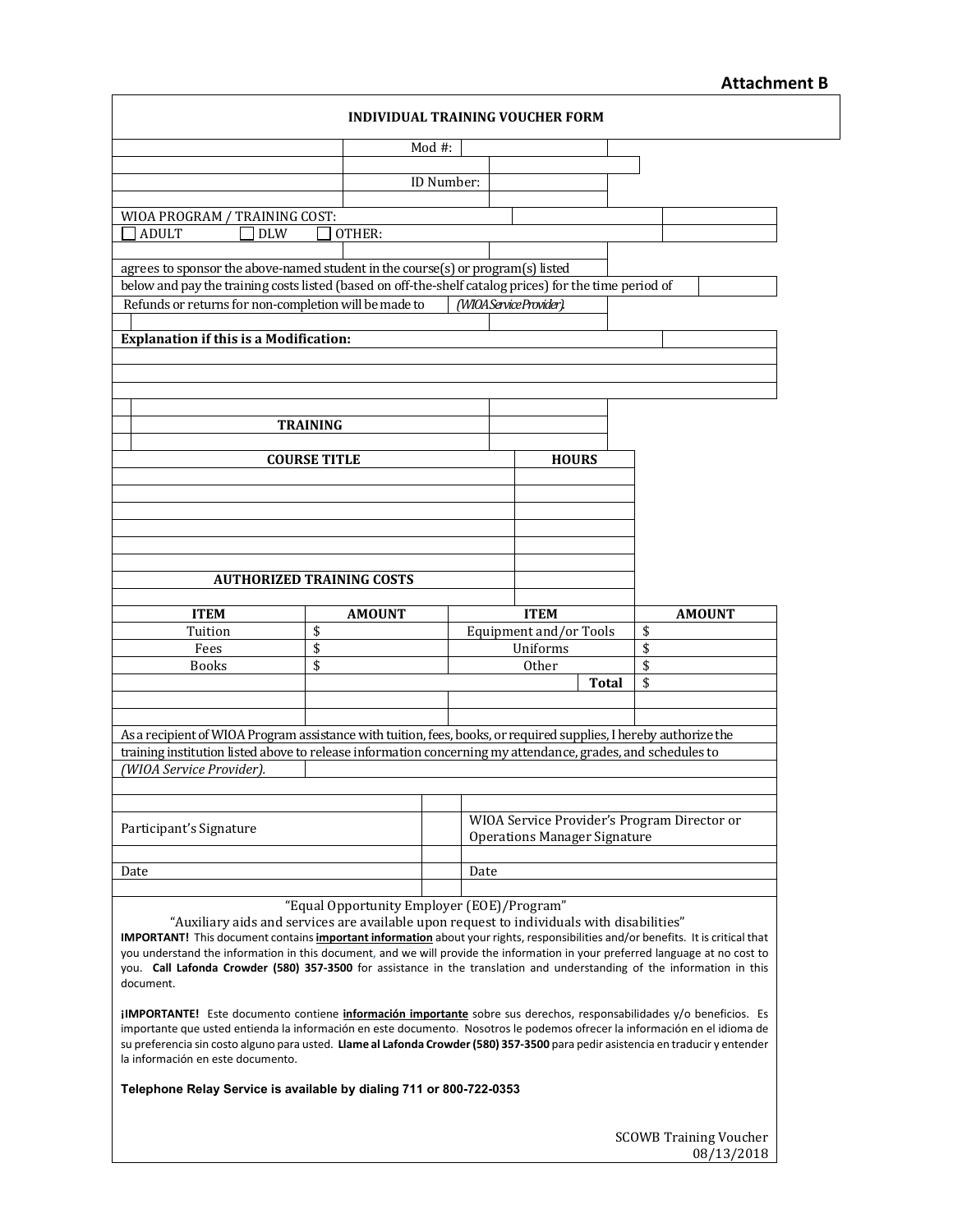**Attachment B**

## INDIVIDUAL TRAINING VOUCHER FORM

Mod #:

ID Number:

WIOA PROGRAM / TRAINING COST:

☐ ADULT ☐ DLW ☐ OTHER:

agrees to sponsor the above-named student in the course(s) or program(s) listed below and pay the training costs listed (based on off-the-shelf catalog prices) for the time period of

Refunds or returns for non-completion will be made to *(WIOA Service Provider).*

**Explanation if this is a Modification:**

**TRAINING**

| COURSE TITLE | HOURS |
|---|---|
| | |
| | |
| | |
| | |
| | |
| | |

**AUTHORIZED TRAINING COSTS**

| ITEM | AMOUNT | ITEM | AMOUNT |
|---|---|---|---|
| Tuition | $ | Equipment and/or Tools | $ |
| Fees | $ | Uniforms | $ |
| Books | $ | Other | $ |
| | | **Total** | $ |

As a recipient of WIOA Program assistance with tuition, fees, books, or required supplies, I hereby authorize the training institution listed above to release information concerning my attendance, grades, and schedules to *(WIOA Service Provider).*

| Participant's Signature | WIOA Service Provider's Program Director or Operations Manager Signature |
|---|---|
| Date | Date |

"Equal Opportunity Employer (EOE)/Program"

"Auxiliary aids and services are available upon request to individuals with disabilities"

**IMPORTANT!** This document contains **important information** about your rights, responsibilities and/or benefits. It is critical that you understand the information in this document, and we will provide the information in your preferred language at no cost to you. **Call Lafonda Crowder (580) 357-3500** for assistance in the translation and understanding of the information in this document.

**¡IMPORTANTE!** Este documento contiene **información importante** sobre sus derechos, responsabilidades y/o beneficios. Es importante que usted entienda la información en este documento. Nosotros le podemos ofrecer la información en el idioma de su preferencia sin costo alguno para usted. **Llame al Lafonda Crowder (580) 357-3500** para pedir asistencia en traducir y entender la información en este documento.

**Telephone Relay Service is available by dialing 711 or 800-722-0353**

SCOWB Training Voucher
08/13/2018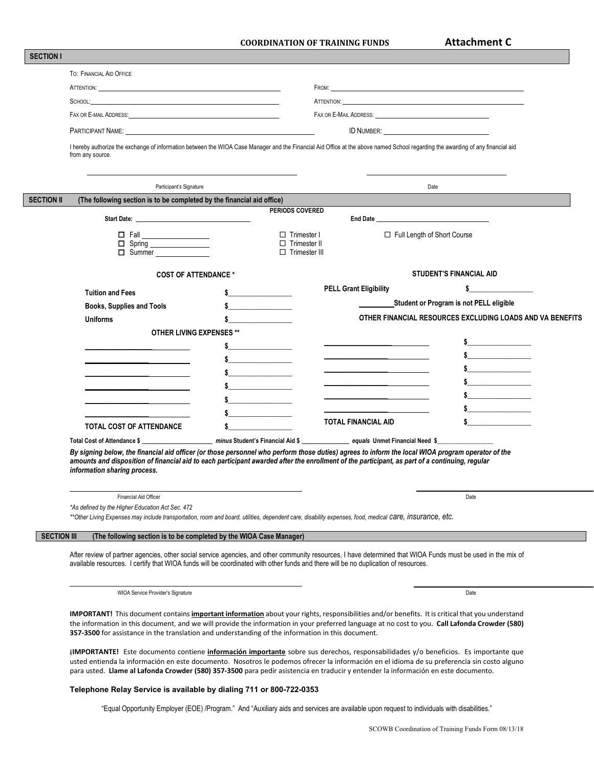**COORDINATION OF TRAINING FUNDS** **Attachment C**

## SECTION I

TO: FINANCIAL AID OFFICE

ATTENTION: ______________________ FROM: ______________________

SCHOOL: ______________________ ATTENTION: ______________________

FAX OR E-MAIL ADDRESS: ______________________ FAX OR E-MAIL ADDRESS: ______________________

PARTICIPANT NAME: ______________________ ID NUMBER: ______________________

I hereby authorize the exchange of information between the WIOA Case Manager and the Financial Aid Office at the above named School regarding the awarding of any financial aid from any source.

______________________ ______________________
Participant's Signature Date

## SECTION II (The following section is to be completed by the financial aid office)

**PERIODS COVERED**

**Start Date:** ______________________ **End Date** ______________________

☐ Fall ______________ ☐ Trimester I ☐ Full Length of Short Course
☐ Spring ______________ ☐ Trimester II
☐ Summer ______________ ☐ Trimester III

| COST OF ATTENDANCE * | | STUDENT'S FINANCIAL AID | |
|---|---|---|---|
| **Tuition and Fees** | $__________ | **PELL Grant Eligibility** | $__________ |
| **Books, Supplies and Tools** | $__________ | ______ **Student or Program is not PELL eligible** | |
| **Uniforms** | $__________ | **OTHER FINANCIAL RESOURCES EXCLUDING LOADS AND VA BENEFITS** | |
| **OTHER LIVING EXPENSES \*\*** | | | |
| __________ | $__________ | __________ | $__________ |
| __________ | $__________ | __________ | $__________ |
| __________ | $__________ | __________ | $__________ |
| __________ | $__________ | __________ | $__________ |
| __________ | $__________ | __________ | $__________ |
| __________ | $__________ | __________ | $__________ |
| **TOTAL COST OF ATTENDANCE** | $__________ | **TOTAL FINANCIAL AID** | $__________ |

**Total Cost of Attendance $** __________ ***minus* Student's Financial Aid $** __________ ***equals* Unmet Financial Need $** __________

***By signing below, the financial aid officer (or those personnel who perform those duties) agrees to inform the local WIOA program operator of the amounts and disposition of financial aid to each participant awarded after the enrollment of the participant, as part of a continuing, regular information sharing process.***

______________________ ______________________
Financial Aid Officer Date

*\*As defined by the Higher Education Act Sec. 472*

*\*\*Other Living Expenses may include transportation, room and board, utilities, dependent care, disability expenses, food, medical care, insurance, etc.*

## SECTION III (The following section is to be completed by the WIOA Case Manager)

After review of partner agencies, other social service agencies, and other community resources, I have determined that WIOA Funds must be used in the mix of available resources. I certify that WIOA funds will be coordinated with other funds and there will be no duplication of resources.

______________________ ______________________
WIOA Service Provider's Signature Date

**IMPORTANT!** This document contains **important information** about your rights, responsibilities and/or benefits. It is critical that you understand the information in this document, and we will provide the information in your preferred language at no cost to you. **Call Lafonda Crowder (580) 357-3500** for assistance in the translation and understanding of the information in this document.

**¡IMPORTANTE!** Este documento contiene **información importante** sobre sus derechos, responsabilidades y/o beneficios. Es importante que usted entienda la información en este documento. Nosotros le podemos ofrecer la información en el idioma de su preferencia sin costo alguno para usted. **Llame al Lafonda Crowder (580) 357-3500** para pedir asistencia en traducir y entender la información en este documento.

**Telephone Relay Service is available by dialing 711 or 800-722-0353**

"Equal Opportunity Employer (EOE) /Program." And "Auxiliary aids and services are available upon request to individuals with disabilities."

SCOWB Coordination of Training Funds Form 08/13/18